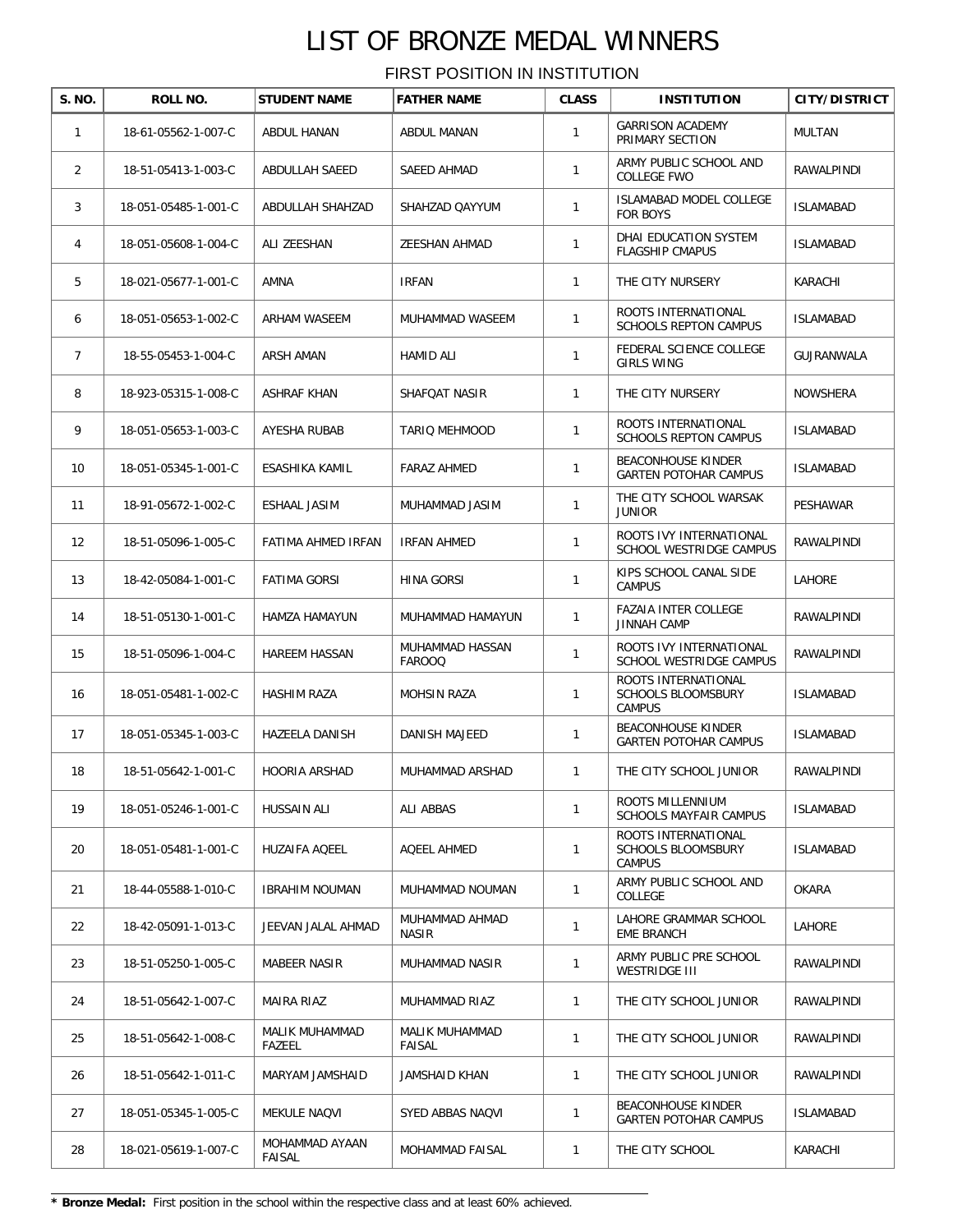# LIST OF BRONZE MEDAL WINNERS

## FIRST POSITION IN INSTITUTION

| S. NO. | ROLL NO. | STUDENT NAME | FATHER NAME | CLASS | INSTITUTION | CITY/DISTRICT |
|---|---|---|---|---|---|---|
| 1 | 18-61-05562-1-007-C | ABDUL HANAN | ABDUL MANAN | 1 | GARRISON ACADEMY PRIMARY SECTION | MULTAN |
| 2 | 18-51-05413-1-003-C | ABDULLAH SAEED | SAEED AHMAD | 1 | ARMY PUBLIC SCHOOL AND COLLEGE FWO | RAWALPINDI |
| 3 | 18-051-05485-1-001-C | ABDULLAH SHAHZAD | SHAHZAD QAYYUM | 1 | ISLAMABAD MODEL COLLEGE FOR BOYS | ISLAMABAD |
| 4 | 18-051-05608-1-004-C | ALI ZEESHAN | ZEESHAN AHMAD | 1 | DHAI EDUCATION SYSTEM FLAGSHIP CMAPUS | ISLAMABAD |
| 5 | 18-021-05677-1-001-C | AMNA | IRFAN | 1 | THE CITY NURSERY | KARACHI |
| 6 | 18-051-05653-1-002-C | ARHAM WASEEM | MUHAMMAD WASEEM | 1 | ROOTS INTERNATIONAL SCHOOLS REPTON CAMPUS | ISLAMABAD |
| 7 | 18-55-05453-1-004-C | ARSH AMAN | HAMID ALI | 1 | FEDERAL SCIENCE COLLEGE GIRLS WING | GUJRANWALA |
| 8 | 18-923-05315-1-008-C | ASHRAF KHAN | SHAFQAT NASIR | 1 | THE CITY NURSERY | NOWSHERA |
| 9 | 18-051-05653-1-003-C | AYESHA RUBAB | TARIQ MEHMOOD | 1 | ROOTS INTERNATIONAL SCHOOLS REPTON CAMPUS | ISLAMABAD |
| 10 | 18-051-05345-1-001-C | ESASHIKA KAMIL | FARAZ AHMED | 1 | BEACONHOUSE KINDER GARTEN POTOHAR CAMPUS | ISLAMABAD |
| 11 | 18-91-05672-1-002-C | ESHAAL JASIM | MUHAMMAD JASIM | 1 | THE CITY SCHOOL WARSAK JUNIOR | PESHAWAR |
| 12 | 18-51-05096-1-005-C | FATIMA AHMED IRFAN | IRFAN AHMED | 1 | ROOTS IVY INTERNATIONAL SCHOOL WESTRIDGE CAMPUS | RAWALPINDI |
| 13 | 18-42-05084-1-001-C | FATIMA GORSI | HINA GORSI | 1 | KIPS SCHOOL CANAL SIDE CAMPUS | LAHORE |
| 14 | 18-51-05130-1-001-C | HAMZA HAMAYUN | MUHAMMAD HAMAYUN | 1 | FAZAIA INTER COLLEGE JINNAH CAMP | RAWALPINDI |
| 15 | 18-51-05096-1-004-C | HAREEM HASSAN | MUHAMMAD HASSAN FAROOQ | 1 | ROOTS IVY INTERNATIONAL SCHOOL WESTRIDGE CAMPUS | RAWALPINDI |
| 16 | 18-051-05481-1-002-C | HASHIM RAZA | MOHSIN RAZA | 1 | ROOTS INTERNATIONAL SCHOOLS BLOOMSBURY CAMPUS | ISLAMABAD |
| 17 | 18-051-05345-1-003-C | HAZEELA DANISH | DANISH MAJEED | 1 | BEACONHOUSE KINDER GARTEN POTOHAR CAMPUS | ISLAMABAD |
| 18 | 18-51-05642-1-001-C | HOORIA ARSHAD | MUHAMMAD ARSHAD | 1 | THE CITY SCHOOL JUNIOR | RAWALPINDI |
| 19 | 18-051-05246-1-001-C | HUSSAIN ALI | ALI ABBAS | 1 | ROOTS MILLENNIUM SCHOOLS MAYFAIR CAMPUS | ISLAMABAD |
| 20 | 18-051-05481-1-001-C | HUZAIFA AQEEL | AQEEL AHMED | 1 | ROOTS INTERNATIONAL SCHOOLS BLOOMSBURY CAMPUS | ISLAMABAD |
| 21 | 18-44-05588-1-010-C | IBRAHIM NOUMAN | MUHAMMAD NOUMAN | 1 | ARMY PUBLIC SCHOOL AND COLLEGE | OKARA |
| 22 | 18-42-05091-1-013-C | JEEVAN JALAL AHMAD | MUHAMMAD AHMAD NASIR | 1 | LAHORE GRAMMAR SCHOOL EME BRANCH | LAHORE |
| 23 | 18-51-05250-1-005-C | MABEER NASIR | MUHAMMAD NASIR | 1 | ARMY PUBLIC PRE SCHOOL WESTRIDGE III | RAWALPINDI |
| 24 | 18-51-05642-1-007-C | MAIRA RIAZ | MUHAMMAD RIAZ | 1 | THE CITY SCHOOL JUNIOR | RAWALPINDI |
| 25 | 18-51-05642-1-008-C | MALIK MUHAMMAD FAZEEL | MALIK MUHAMMAD FAISAL | 1 | THE CITY SCHOOL JUNIOR | RAWALPINDI |
| 26 | 18-51-05642-1-011-C | MARYAM JAMSHAID | JAMSHAID KHAN | 1 | THE CITY SCHOOL JUNIOR | RAWALPINDI |
| 27 | 18-051-05345-1-005-C | MEKULE NAQVI | SYED ABBAS NAQVI | 1 | BEACONHOUSE KINDER GARTEN POTOHAR CAMPUS | ISLAMABAD |
| 28 | 18-021-05619-1-007-C | MOHAMMAD AYAAN FAISAL | MOHAMMAD FAISAL | 1 | THE CITY SCHOOL | KARACHI |

**\* Bronze Medal:** First position in the school within the respective class and at least 60% achieved.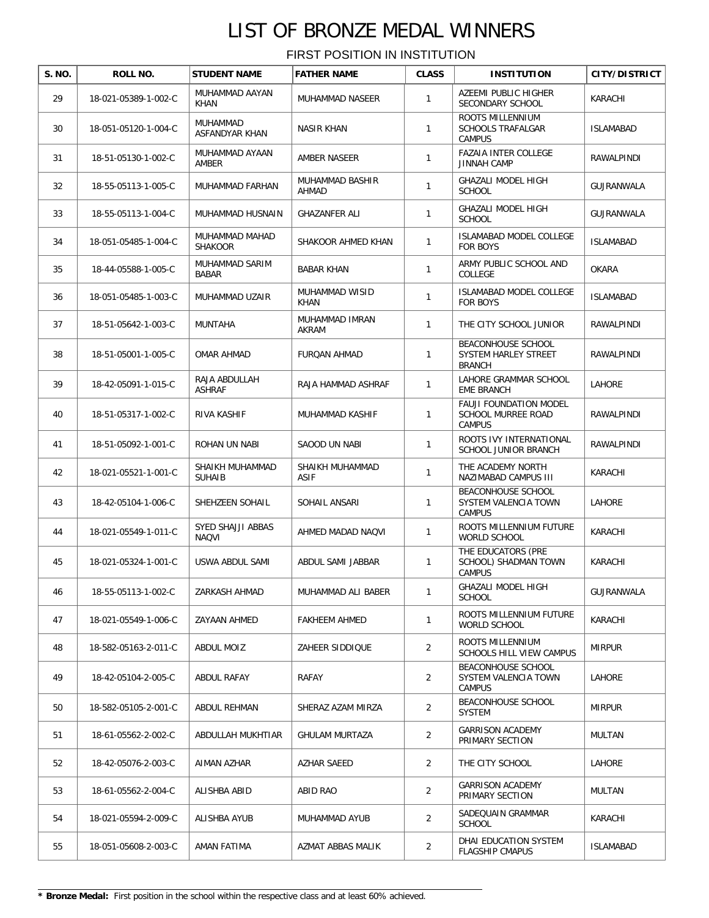# LIST OF BRONZE MEDAL WINNERS

FIRST POSITION IN INSTITUTION

| S. NO. | ROLL NO. | STUDENT NAME | FATHER NAME | CLASS | INSTITUTION | CITY/DISTRICT |
|---|---|---|---|---|---|---|
| 29 | 18-021-05389-1-002-C | MUHAMMAD AAYAN KHAN | MUHAMMAD NASEER | 1 | AZEEMI PUBLIC HIGHER SECONDARY SCHOOL | KARACHI |
| 30 | 18-051-05120-1-004-C | MUHAMMAD ASFANDYAR KHAN | NASIR KHAN | 1 | ROOTS MILLENNIUM SCHOOLS TRAFALGAR CAMPUS | ISLAMABAD |
| 31 | 18-51-05130-1-002-C | MUHAMMAD AYAAN AMBER | AMBER NASEER | 1 | FAZAIA INTER COLLEGE JINNAH CAMP | RAWALPINDI |
| 32 | 18-55-05113-1-005-C | MUHAMMAD FARHAN | MUHAMMAD BASHIR AHMAD | 1 | GHAZALI MODEL HIGH SCHOOL | GUJRANWALA |
| 33 | 18-55-05113-1-004-C | MUHAMMAD HUSNAIN | GHAZANFER ALI | 1 | GHAZALI MODEL HIGH SCHOOL | GUJRANWALA |
| 34 | 18-051-05485-1-004-C | MUHAMMAD MAHAD SHAKOOR | SHAKOOR AHMED KHAN | 1 | ISLAMABAD MODEL COLLEGE FOR BOYS | ISLAMABAD |
| 35 | 18-44-05588-1-005-C | MUHAMMAD SARIM BABAR | BABAR KHAN | 1 | ARMY PUBLIC SCHOOL AND COLLEGE | OKARA |
| 36 | 18-051-05485-1-003-C | MUHAMMAD UZAIR | MUHAMMAD WISID KHAN | 1 | ISLAMABAD MODEL COLLEGE FOR BOYS | ISLAMABAD |
| 37 | 18-51-05642-1-003-C | MUNTAHA | MUHAMMAD IMRAN AKRAM | 1 | THE CITY SCHOOL JUNIOR | RAWALPINDI |
| 38 | 18-51-05001-1-005-C | OMAR AHMAD | FURQAN AHMAD | 1 | BEACONHOUSE SCHOOL SYSTEM HARLEY STREET BRANCH | RAWALPINDI |
| 39 | 18-42-05091-1-015-C | RAJA ABDULLAH ASHRAF | RAJA HAMMAD ASHRAF | 1 | LAHORE GRAMMAR SCHOOL EME BRANCH | LAHORE |
| 40 | 18-51-05317-1-002-C | RIVA KASHIF | MUHAMMAD KASHIF | 1 | FAUJI FOUNDATION MODEL SCHOOL MURREE ROAD CAMPUS | RAWALPINDI |
| 41 | 18-51-05092-1-001-C | ROHAN UN NABI | SAOOD UN NABI | 1 | ROOTS IVY INTERNATIONAL SCHOOL JUNIOR BRANCH | RAWALPINDI |
| 42 | 18-021-05521-1-001-C | SHAIKH MUHAMMAD SUHAIB | SHAIKH MUHAMMAD ASIF | 1 | THE ACADEMY NORTH NAZIMABAD CAMPUS III | KARACHI |
| 43 | 18-42-05104-1-006-C | SHEHZEEN SOHAIL | SOHAIL ANSARI | 1 | BEACONHOUSE SCHOOL SYSTEM VALENCIA TOWN CAMPUS | LAHORE |
| 44 | 18-021-05549-1-011-C | SYED SHAJJI ABBAS NAQVI | AHMED MADAD NAQVI | 1 | ROOTS MILLENNIUM FUTURE WORLD SCHOOL | KARACHI |
| 45 | 18-021-05324-1-001-C | USWA ABDUL SAMI | ABDUL SAMI JABBAR | 1 | THE EDUCATORS (PRE SCHOOL) SHADMAN TOWN CAMPUS | KARACHI |
| 46 | 18-55-05113-1-002-C | ZARKASH AHMAD | MUHAMMAD ALI BABER | 1 | GHAZALI MODEL HIGH SCHOOL | GUJRANWALA |
| 47 | 18-021-05549-1-006-C | ZAYAAN AHMED | FAKHEEM AHMED | 1 | ROOTS MILLENNIUM FUTURE WORLD SCHOOL | KARACHI |
| 48 | 18-582-05163-2-011-C | ABDUL MOIZ | ZAHEER SIDDIQUE | 2 | ROOTS MILLENNIUM SCHOOLS HILL VIEW CAMPUS | MIRPUR |
| 49 | 18-42-05104-2-005-C | ABDUL RAFAY | RAFAY | 2 | BEACONHOUSE SCHOOL SYSTEM VALENCIA TOWN CAMPUS | LAHORE |
| 50 | 18-582-05105-2-001-C | ABDUL REHMAN | SHERAZ AZAM MIRZA | 2 | BEACONHOUSE SCHOOL SYSTEM | MIRPUR |
| 51 | 18-61-05562-2-002-C | ABDULLAH MUKHTIAR | GHULAM MURTAZA | 2 | GARRISON ACADEMY PRIMARY SECTION | MULTAN |
| 52 | 18-42-05076-2-003-C | AIMAN AZHAR | AZHAR SAEED | 2 | THE CITY SCHOOL | LAHORE |
| 53 | 18-61-05562-2-004-C | ALISHBA ABID | ABID RAO | 2 | GARRISON ACADEMY PRIMARY SECTION | MULTAN |
| 54 | 18-021-05594-2-009-C | ALISHBA AYUB | MUHAMMAD AYUB | 2 | SADEQUAIN GRAMMAR SCHOOL | KARACHI |
| 55 | 18-051-05608-2-003-C | AMAN FATIMA | AZMAT ABBAS MALIK | 2 | DHAI EDUCATION SYSTEM FLAGSHIP CMAPUS | ISLAMABAD |

* **Bronze Medal:** First position in the school within the respective class and at least 60% achieved.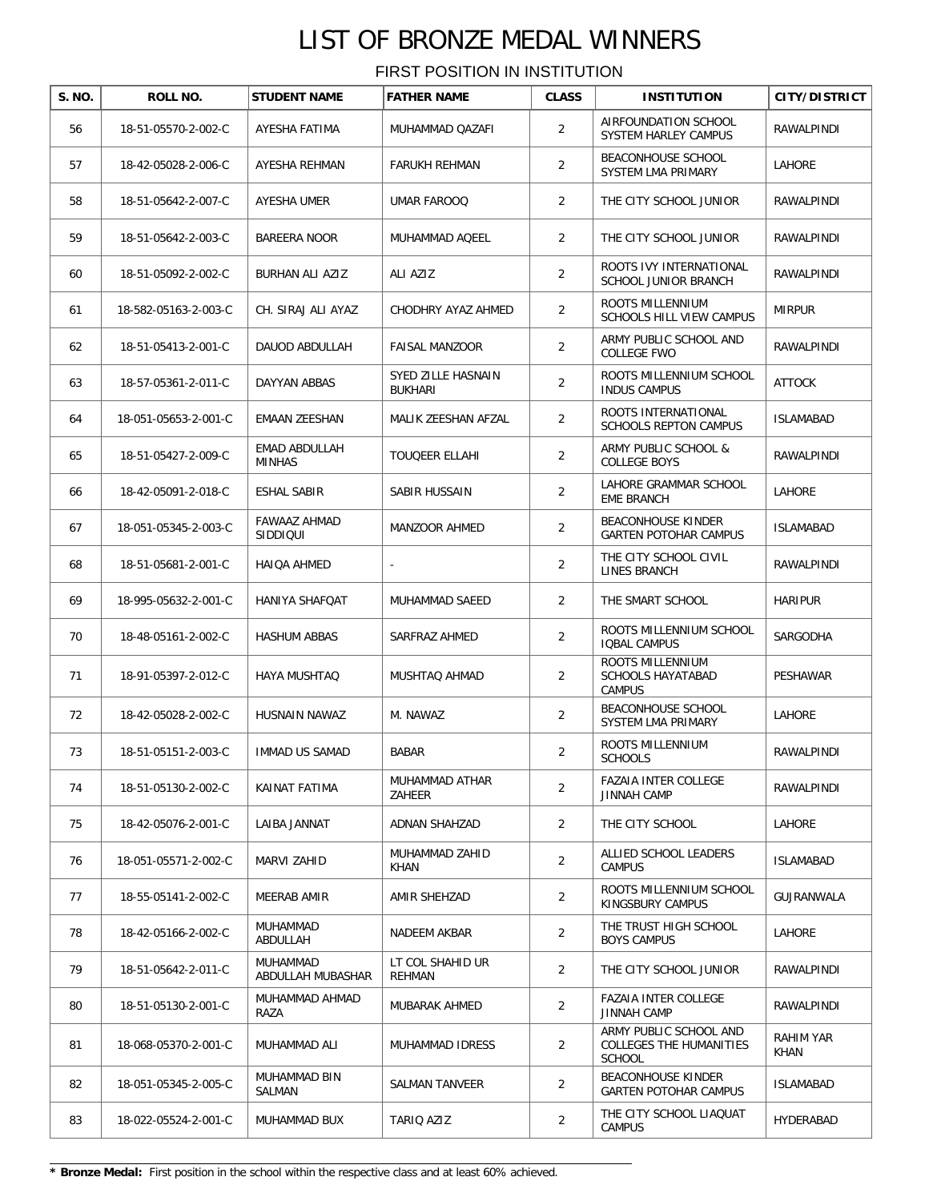# LIST OF BRONZE MEDAL WINNERS

FIRST POSITION IN INSTITUTION

| S. NO. | ROLL NO. | STUDENT NAME | FATHER NAME | CLASS | INSTITUTION | CITY/DISTRICT |
|---|---|---|---|---|---|---|
| 56 | 18-51-05570-2-002-C | AYESHA FATIMA | MUHAMMAD QAZAFI | 2 | AIRFOUNDATION SCHOOL SYSTEM HARLEY CAMPUS | RAWALPINDI |
| 57 | 18-42-05028-2-006-C | AYESHA REHMAN | FARUKH REHMAN | 2 | BEACONHOUSE SCHOOL SYSTEM LMA PRIMARY | LAHORE |
| 58 | 18-51-05642-2-007-C | AYESHA UMER | UMAR FAROOQ | 2 | THE CITY SCHOOL JUNIOR | RAWALPINDI |
| 59 | 18-51-05642-2-003-C | BAREERA NOOR | MUHAMMAD AQEEL | 2 | THE CITY SCHOOL JUNIOR | RAWALPINDI |
| 60 | 18-51-05092-2-002-C | BURHAN ALI AZIZ | ALI AZIZ | 2 | ROOTS IVY INTERNATIONAL SCHOOL JUNIOR BRANCH | RAWALPINDI |
| 61 | 18-582-05163-2-003-C | CH. SIRAJ ALI AYAZ | CHODHRY AYAZ AHMED | 2 | ROOTS MILLENNIUM SCHOOLS HILL VIEW CAMPUS | MIRPUR |
| 62 | 18-51-05413-2-001-C | DAUOD ABDULLAH | FAISAL MANZOOR | 2 | ARMY PUBLIC SCHOOL AND COLLEGE FWO | RAWALPINDI |
| 63 | 18-57-05361-2-011-C | DAYYAN ABBAS | SYED ZILLE HASNAIN BUKHARI | 2 | ROOTS MILLENNIUM SCHOOL INDUS CAMPUS | ATTOCK |
| 64 | 18-051-05653-2-001-C | EMAAN ZEESHAN | MALIK ZEESHAN AFZAL | 2 | ROOTS INTERNATIONAL SCHOOLS REPTON CAMPUS | ISLAMABAD |
| 65 | 18-51-05427-2-009-C | EMAD ABDULLAH MINHAS | TOUQEER ELLAHI | 2 | ARMY PUBLIC SCHOOL & COLLEGE BOYS | RAWALPINDI |
| 66 | 18-42-05091-2-018-C | ESHAL SABIR | SABIR HUSSAIN | 2 | LAHORE GRAMMAR SCHOOL EME BRANCH | LAHORE |
| 67 | 18-051-05345-2-003-C | FAWAAZ AHMAD SIDDIQUI | MANZOOR AHMED | 2 | BEACONHOUSE KINDER GARTEN POTOHAR CAMPUS | ISLAMABAD |
| 68 | 18-51-05681-2-001-C | HAIQA AHMED | - | 2 | THE CITY SCHOOL CIVIL LINES BRANCH | RAWALPINDI |
| 69 | 18-995-05632-2-001-C | HANIYA SHAFQAT | MUHAMMAD SAEED | 2 | THE SMART SCHOOL | HARIPUR |
| 70 | 18-48-05161-2-002-C | HASHUM ABBAS | SARFRAZ AHMED | 2 | ROOTS MILLENNIUM SCHOOL IQBAL CAMPUS | SARGODHA |
| 71 | 18-91-05397-2-012-C | HAYA MUSHTAQ | MUSHTAQ AHMAD | 2 | ROOTS MILLENNIUM SCHOOLS HAYATABAD CAMPUS | PESHAWAR |
| 72 | 18-42-05028-2-002-C | HUSNAIN NAWAZ | M. NAWAZ | 2 | BEACONHOUSE SCHOOL SYSTEM LMA PRIMARY | LAHORE |
| 73 | 18-51-05151-2-003-C | IMMAD US SAMAD | BABAR | 2 | ROOTS MILLENNIUM SCHOOLS | RAWALPINDI |
| 74 | 18-51-05130-2-002-C | KAINAT FATIMA | MUHAMMAD ATHAR ZAHEER | 2 | FAZAIA INTER COLLEGE JINNAH CAMP | RAWALPINDI |
| 75 | 18-42-05076-2-001-C | LAIBA JANNAT | ADNAN SHAHZAD | 2 | THE CITY SCHOOL | LAHORE |
| 76 | 18-051-05571-2-002-C | MARVI ZAHID | MUHAMMAD ZAHID KHAN | 2 | ALLIED SCHOOL LEADERS CAMPUS | ISLAMABAD |
| 77 | 18-55-05141-2-002-C | MEERAB AMIR | AMIR SHEHZAD | 2 | ROOTS MILLENNIUM SCHOOL KINGSBURY CAMPUS | GUJRANWALA |
| 78 | 18-42-05166-2-002-C | MUHAMMAD ABDULLAH | NADEEM AKBAR | 2 | THE TRUST HIGH SCHOOL BOYS CAMPUS | LAHORE |
| 79 | 18-51-05642-2-011-C | MUHAMMAD ABDULLAH MUBASHAR | LT COL SHAHID UR REHMAN | 2 | THE CITY SCHOOL JUNIOR | RAWALPINDI |
| 80 | 18-51-05130-2-001-C | MUHAMMAD AHMAD RAZA | MUBARAK AHMED | 2 | FAZAIA INTER COLLEGE JINNAH CAMP | RAWALPINDI |
| 81 | 18-068-05370-2-001-C | MUHAMMAD ALI | MUHAMMAD IDRESS | 2 | ARMY PUBLIC SCHOOL AND COLLEGES THE HUMANITIES SCHOOL | RAHIM YAR KHAN |
| 82 | 18-051-05345-2-005-C | MUHAMMAD BIN SALMAN | SALMAN TANVEER | 2 | BEACONHOUSE KINDER GARTEN POTOHAR CAMPUS | ISLAMABAD |
| 83 | 18-022-05524-2-001-C | MUHAMMAD BUX | TARIQ AZIZ | 2 | THE CITY SCHOOL LIAQUAT CAMPUS | HYDERABAD |

**\* Bronze Medal:** First position in the school within the respective class and at least 60% achieved.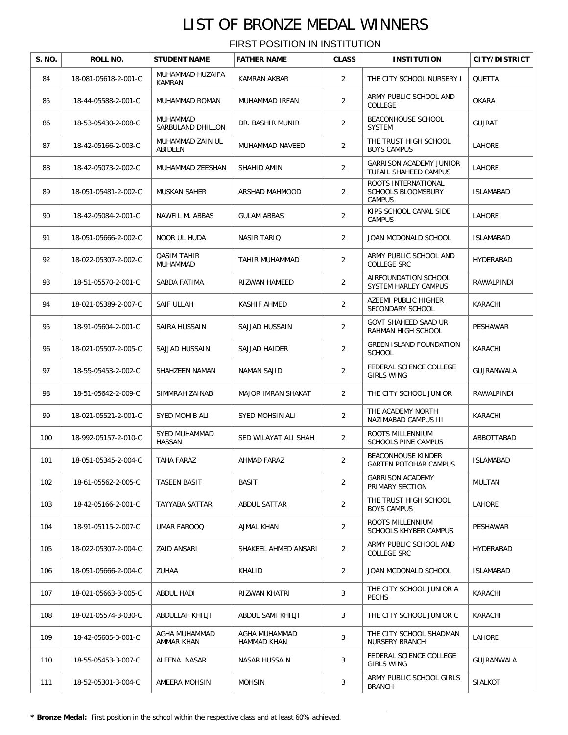# LIST OF BRONZE MEDAL WINNERS

FIRST POSITION IN INSTITUTION

| S. NO. | ROLL NO. | STUDENT NAME | FATHER NAME | CLASS | INSTITUTION | CITY/DISTRICT |
|---|---|---|---|---|---|---|
| 84 | 18-081-05618-2-001-C | MUHAMMAD HUZAIFA KAMRAN | KAMRAN AKBAR | 2 | THE CITY SCHOOL NURSERY I | QUETTA |
| 85 | 18-44-05588-2-001-C | MUHAMMAD ROMAN | MUHAMMAD IRFAN | 2 | ARMY PUBLIC SCHOOL AND COLLEGE | OKARA |
| 86 | 18-53-05430-2-008-C | MUHAMMAD SARBULAND DHILLON | DR. BASHIR MUNIR | 2 | BEACONHOUSE SCHOOL SYSTEM | GUJRAT |
| 87 | 18-42-05166-2-003-C | MUHAMMAD ZAIN UL ABIDEEN | MUHAMMAD NAVEED | 2 | THE TRUST HIGH SCHOOL BOYS CAMPUS | LAHORE |
| 88 | 18-42-05073-2-002-C | MUHAMMAD ZEESHAN | SHAHID AMIN | 2 | GARRISON ACADEMY JUNIOR TUFAIL SHAHEED CAMPUS | LAHORE |
| 89 | 18-051-05481-2-002-C | MUSKAN SAHER | ARSHAD MAHMOOD | 2 | ROOTS INTERNATIONAL SCHOOLS BLOOMSBURY CAMPUS | ISLAMABAD |
| 90 | 18-42-05084-2-001-C | NAWFIL M. ABBAS | GULAM ABBAS | 2 | KIPS SCHOOL CANAL SIDE CAMPUS | LAHORE |
| 91 | 18-051-05666-2-002-C | NOOR UL HUDA | NASIR TARIQ | 2 | JOAN MCDONALD SCHOOL | ISLAMABAD |
| 92 | 18-022-05307-2-002-C | QASIM TAHIR MUHAMMAD | TAHIR MUHAMMAD | 2 | ARMY PUBLIC SCHOOL AND COLLEGE SRC | HYDERABAD |
| 93 | 18-51-05570-2-001-C | SABDA FATIMA | RIZWAN HAMEED | 2 | AIRFOUNDATION SCHOOL SYSTEM HARLEY CAMPUS | RAWALPINDI |
| 94 | 18-021-05389-2-007-C | SAIF ULLAH | KASHIF AHMED | 2 | AZEEMI PUBLIC HIGHER SECONDARY SCHOOL | KARACHI |
| 95 | 18-91-05604-2-001-C | SAIRA HUSSAIN | SAJJAD HUSSAIN | 2 | GOVT SHAHEED SAAD UR RAHMAN HIGH SCHOOL | PESHAWAR |
| 96 | 18-021-05507-2-005-C | SAJJAD HUSSAIN | SAJJAD HAIDER | 2 | GREEN ISLAND FOUNDATION SCHOOL | KARACHI |
| 97 | 18-55-05453-2-002-C | SHAHZEEN NAMAN | NAMAN SAJID | 2 | FEDERAL SCIENCE COLLEGE GIRLS WING | GUJRANWALA |
| 98 | 18-51-05642-2-009-C | SIMMRAH ZAINAB | MAJOR IMRAN SHAKAT | 2 | THE CITY SCHOOL JUNIOR | RAWALPINDI |
| 99 | 18-021-05521-2-001-C | SYED MOHIB ALI | SYED MOHSIN ALI | 2 | THE ACADEMY NORTH NAZIMABAD CAMPUS III | KARACHI |
| 100 | 18-992-05157-2-010-C | SYED MUHAMMAD HASSAN | SED WILAYAT ALI SHAH | 2 | ROOTS MILLENNIUM SCHOOLS PINE CAMPUS | ABBOTTABAD |
| 101 | 18-051-05345-2-004-C | TAHA FARAZ | AHMAD FARAZ | 2 | BEACONHOUSE KINDER GARTEN POTOHAR CAMPUS | ISLAMABAD |
| 102 | 18-61-05562-2-005-C | TASEEN BASIT | BASIT | 2 | GARRISON ACADEMY PRIMARY SECTION | MULTAN |
| 103 | 18-42-05166-2-001-C | TAYYABA SATTAR | ABDUL SATTAR | 2 | THE TRUST HIGH SCHOOL BOYS CAMPUS | LAHORE |
| 104 | 18-91-05115-2-007-C | UMAR FAROOQ | AJMAL KHAN | 2 | ROOTS MILLENNIUM SCHOOLS KHYBER CAMPUS | PESHAWAR |
| 105 | 18-022-05307-2-004-C | ZAID ANSARI | SHAKEEL AHMED ANSARI | 2 | ARMY PUBLIC SCHOOL AND COLLEGE SRC | HYDERABAD |
| 106 | 18-051-05666-2-004-C | ZUHAA | KHALID | 2 | JOAN MCDONALD SCHOOL | ISLAMABAD |
| 107 | 18-021-05663-3-005-C | ABDUL HADI | RIZWAN KHATRI | 3 | THE CITY SCHOOL JUNIOR A PECHS | KARACHI |
| 108 | 18-021-05574-3-030-C | ABDULLAH KHILJI | ABDUL SAMI KHILJI | 3 | THE CITY SCHOOL JUNIOR C | KARACHI |
| 109 | 18-42-05605-3-001-C | AGHA MUHAMMAD AMMAR KHAN | AGHA MUHAMMAD HAMMAD KHAN | 3 | THE CITY SCHOOL SHADMAN NURSERY BRANCH | LAHORE |
| 110 | 18-55-05453-3-007-C | ALEENA NASAR | NASAR HUSSAIN | 3 | FEDERAL SCIENCE COLLEGE GIRLS WING | GUJRANWALA |
| 111 | 18-52-05301-3-004-C | AMEERA MOHSIN | MOHSIN | 3 | ARMY PUBLIC SCHOOL GIRLS BRANCH | SIALKOT |

**\* Bronze Medal:** First position in the school within the respective class and at least 60% achieved.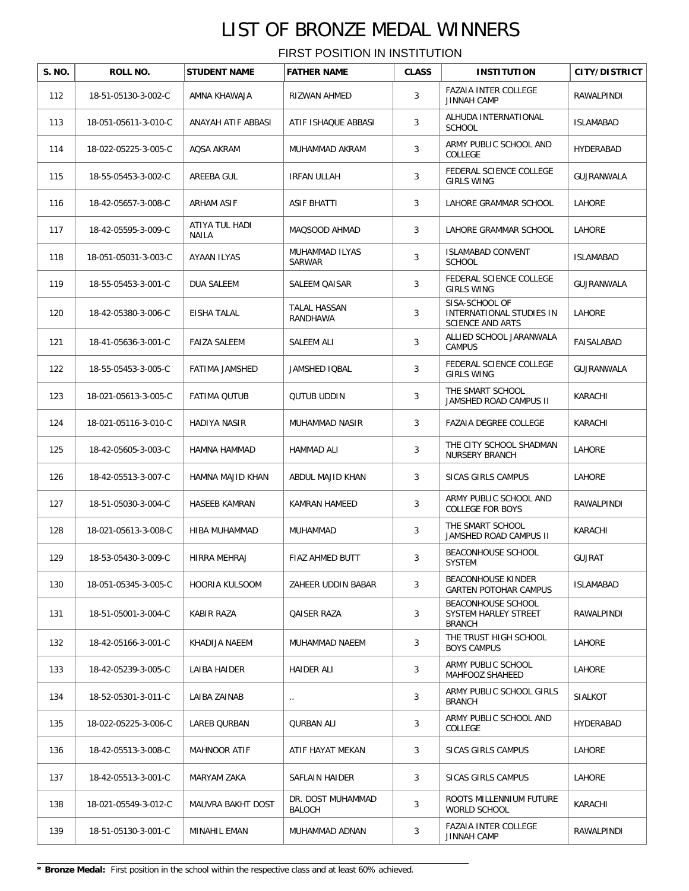# LIST OF BRONZE MEDAL WINNERS

FIRST POSITION IN INSTITUTION

| S. NO. | ROLL NO. | STUDENT NAME | FATHER NAME | CLASS | INSTITUTION | CITY/DISTRICT |
|---|---|---|---|---|---|---|
| 112 | 18-51-05130-3-002-C | AMNA KHAWAJA | RIZWAN AHMED | 3 | FAZAIA INTER COLLEGE JINNAH CAMP | RAWALPINDI |
| 113 | 18-051-05611-3-010-C | ANAYAH ATIF ABBASI | ATIF ISHAQUE ABBASI | 3 | ALHUDA INTERNATIONAL SCHOOL | ISLAMABAD |
| 114 | 18-022-05225-3-005-C | AQSA AKRAM | MUHAMMAD AKRAM | 3 | ARMY PUBLIC SCHOOL AND COLLEGE | HYDERABAD |
| 115 | 18-55-05453-3-002-C | AREEBA GUL | IRFAN ULLAH | 3 | FEDERAL SCIENCE COLLEGE GIRLS WING | GUJRANWALA |
| 116 | 18-42-05657-3-008-C | ARHAM ASIF | ASIF BHATTI | 3 | LAHORE GRAMMAR SCHOOL | LAHORE |
| 117 | 18-42-05595-3-009-C | ATIYA TUL HADI NAILA | MAQSOOD AHMAD | 3 | LAHORE GRAMMAR SCHOOL | LAHORE |
| 118 | 18-051-05031-3-003-C | AYAAN ILYAS | MUHAMMAD ILYAS SARWAR | 3 | ISLAMABAD CONVENT SCHOOL | ISLAMABAD |
| 119 | 18-55-05453-3-001-C | DUA SALEEM | SALEEM QAISAR | 3 | FEDERAL SCIENCE COLLEGE GIRLS WING | GUJRANWALA |
| 120 | 18-42-05380-3-006-C | EISHA TALAL | TALAL HASSAN RANDHAWA | 3 | SISA-SCHOOL OF INTERNATIONAL STUDIES IN SCIENCE AND ARTS | LAHORE |
| 121 | 18-41-05636-3-001-C | FAIZA SALEEM | SALEEM ALI | 3 | ALLIED SCHOOL JARANWALA CAMPUS | FAISALABAD |
| 122 | 18-55-05453-3-005-C | FATIMA JAMSHED | JAMSHED IQBAL | 3 | FEDERAL SCIENCE COLLEGE GIRLS WING | GUJRANWALA |
| 123 | 18-021-05613-3-005-C | FATIMA QUTUB | QUTUB UDDIN | 3 | THE SMART SCHOOL JAMSHED ROAD CAMPUS II | KARACHI |
| 124 | 18-021-05116-3-010-C | HADIYA NASIR | MUHAMMAD NASIR | 3 | FAZAIA DEGREE COLLEGE | KARACHI |
| 125 | 18-42-05605-3-003-C | HAMNA HAMMAD | HAMMAD ALI | 3 | THE CITY SCHOOL SHADMAN NURSERY BRANCH | LAHORE |
| 126 | 18-42-05513-3-007-C | HAMNA MAJID KHAN | ABDUL MAJID KHAN | 3 | SICAS GIRLS CAMPUS | LAHORE |
| 127 | 18-51-05030-3-004-C | HASEEB KAMRAN | KAMRAN HAMEED | 3 | ARMY PUBLIC SCHOOL AND COLLEGE FOR BOYS | RAWALPINDI |
| 128 | 18-021-05613-3-008-C | HIBA MUHAMMAD | MUHAMMAD | 3 | THE SMART SCHOOL JAMSHED ROAD CAMPUS II | KARACHI |
| 129 | 18-53-05430-3-009-C | HIRRA MEHRAJ | FIAZ AHMED BUTT | 3 | BEACONHOUSE SCHOOL SYSTEM | GUJRAT |
| 130 | 18-051-05345-3-005-C | HOORIA KULSOOM | ZAHEER UDDIN BABAR | 3 | BEACONHOUSE KINDER GARTEN POTOHAR CAMPUS | ISLAMABAD |
| 131 | 18-51-05001-3-004-C | KABIR RAZA | QAISER RAZA | 3 | BEACONHOUSE SCHOOL SYSTEM HARLEY STREET BRANCH | RAWALPINDI |
| 132 | 18-42-05166-3-001-C | KHADIJA NAEEM | MUHAMMAD NAEEM | 3 | THE TRUST HIGH SCHOOL BOYS CAMPUS | LAHORE |
| 133 | 18-42-05239-3-005-C | LAIBA HAIDER | HAIDER ALI | 3 | ARMY PUBLIC SCHOOL MAHFOOZ SHAHEED | LAHORE |
| 134 | 18-52-05301-3-011-C | LAIBA ZAINAB | .. | 3 | ARMY PUBLIC SCHOOL GIRLS BRANCH | SIALKOT |
| 135 | 18-022-05225-3-006-C | LAREB QURBAN | QURBAN ALI | 3 | ARMY PUBLIC SCHOOL AND COLLEGE | HYDERABAD |
| 136 | 18-42-05513-3-008-C | MAHNOOR ATIF | ATIF HAYAT MEKAN | 3 | SICAS GIRLS CAMPUS | LAHORE |
| 137 | 18-42-05513-3-001-C | MARYAM ZAKA | SAFLAIN HAIDER | 3 | SICAS GIRLS CAMPUS | LAHORE |
| 138 | 18-021-05549-3-012-C | MAUVRA BAKHT DOST | DR. DOST MUHAMMAD BALOCH | 3 | ROOTS MILLENNIUM FUTURE WORLD SCHOOL | KARACHI |
| 139 | 18-51-05130-3-001-C | MINAHIL EMAN | MUHAMMAD ADNAN | 3 | FAZAIA INTER COLLEGE JINNAH CAMP | RAWALPINDI |

**\* Bronze Medal:** First position in the school within the respective class and at least 60% achieved.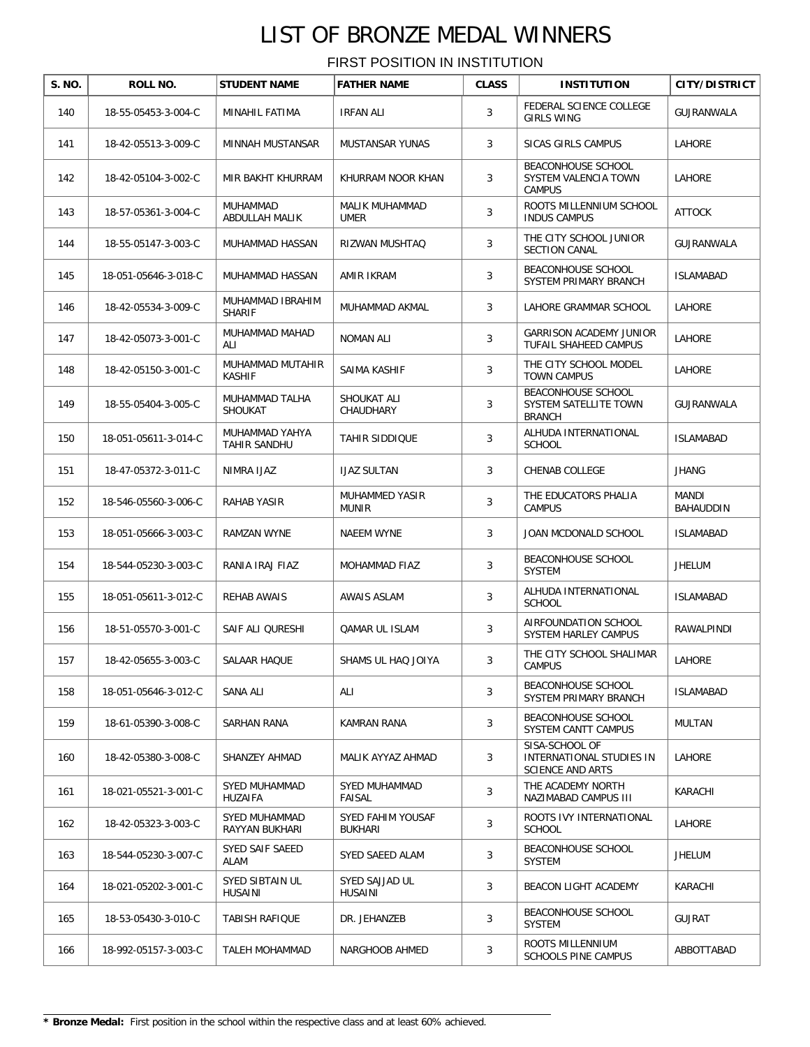# LIST OF BRONZE MEDAL WINNERS

FIRST POSITION IN INSTITUTION

| S. NO. | ROLL NO. | STUDENT NAME | FATHER NAME | CLASS | INSTITUTION | CITY/DISTRICT |
|---|---|---|---|---|---|---|
| 140 | 18-55-05453-3-004-C | MINAHIL FATIMA | IRFAN ALI | 3 | FEDERAL SCIENCE COLLEGE GIRLS WING | GUJRANWALA |
| 141 | 18-42-05513-3-009-C | MINNAH MUSTANSAR | MUSTANSAR YUNAS | 3 | SICAS GIRLS CAMPUS | LAHORE |
| 142 | 18-42-05104-3-002-C | MIR BAKHT KHURRAM | KHURRAM NOOR KHAN | 3 | BEACONHOUSE SCHOOL SYSTEM VALENCIA TOWN CAMPUS | LAHORE |
| 143 | 18-57-05361-3-004-C | MUHAMMAD ABDULLAH MALIK | MALIK MUHAMMAD UMER | 3 | ROOTS MILLENNIUM SCHOOL INDUS CAMPUS | ATTOCK |
| 144 | 18-55-05147-3-003-C | MUHAMMAD HASSAN | RIZWAN MUSHTAQ | 3 | THE CITY SCHOOL JUNIOR SECTION CANAL | GUJRANWALA |
| 145 | 18-051-05646-3-018-C | MUHAMMAD HASSAN | AMIR IKRAM | 3 | BEACONHOUSE SCHOOL SYSTEM PRIMARY BRANCH | ISLAMABAD |
| 146 | 18-42-05534-3-009-C | MUHAMMAD IBRAHIM SHARIF | MUHAMMAD AKMAL | 3 | LAHORE GRAMMAR SCHOOL | LAHORE |
| 147 | 18-42-05073-3-001-C | MUHAMMAD MAHAD ALI | NOMAN ALI | 3 | GARRISON ACADEMY JUNIOR TUFAIL SHAHEED CAMPUS | LAHORE |
| 148 | 18-42-05150-3-001-C | MUHAMMAD MUTAHIR KASHIF | SAIMA KASHIF | 3 | THE CITY SCHOOL MODEL TOWN CAMPUS | LAHORE |
| 149 | 18-55-05404-3-005-C | MUHAMMAD TALHA SHOUKAT | SHOUKAT ALI CHAUDHARY | 3 | BEACONHOUSE SCHOOL SYSTEM SATELLITE TOWN BRANCH | GUJRANWALA |
| 150 | 18-051-05611-3-014-C | MUHAMMAD YAHYA TAHIR SANDHU | TAHIR SIDDIQUE | 3 | ALHUDA INTERNATIONAL SCHOOL | ISLAMABAD |
| 151 | 18-47-05372-3-011-C | NIMRA IJAZ | IJAZ SULTAN | 3 | CHENAB COLLEGE | JHANG |
| 152 | 18-546-05560-3-006-C | RAHAB YASIR | MUHAMMED YASIR MUNIR | 3 | THE EDUCATORS PHALIA CAMPUS | MANDI BAHAUDDIN |
| 153 | 18-051-05666-3-003-C | RAMZAN WYNE | NAEEM WYNE | 3 | JOAN MCDONALD SCHOOL | ISLAMABAD |
| 154 | 18-544-05230-3-003-C | RANIA IRAJ FIAZ | MOHAMMAD FIAZ | 3 | BEACONHOUSE SCHOOL SYSTEM | JHELUM |
| 155 | 18-051-05611-3-012-C | REHAB AWAIS | AWAIS ASLAM | 3 | ALHUDA INTERNATIONAL SCHOOL | ISLAMABAD |
| 156 | 18-51-05570-3-001-C | SAIF ALI QURESHI | QAMAR UL ISLAM | 3 | AIRFOUNDATION SCHOOL SYSTEM HARLEY CAMPUS | RAWALPINDI |
| 157 | 18-42-05655-3-003-C | SALAAR HAQUE | SHAMS UL HAQ JOIYA | 3 | THE CITY SCHOOL SHALIMAR CAMPUS | LAHORE |
| 158 | 18-051-05646-3-012-C | SANA ALI | ALI | 3 | BEACONHOUSE SCHOOL SYSTEM PRIMARY BRANCH | ISLAMABAD |
| 159 | 18-61-05390-3-008-C | SARHAN RANA | KAMRAN RANA | 3 | BEACONHOUSE SCHOOL SYSTEM CANTT CAMPUS | MULTAN |
| 160 | 18-42-05380-3-008-C | SHANZEY AHMAD | MALIK AYYAZ AHMAD | 3 | SISA-SCHOOL OF INTERNATIONAL STUDIES IN SCIENCE AND ARTS | LAHORE |
| 161 | 18-021-05521-3-001-C | SYED MUHAMMAD HUZAIFA | SYED MUHAMMAD FAISAL | 3 | THE ACADEMY NORTH NAZIMABAD CAMPUS III | KARACHI |
| 162 | 18-42-05323-3-003-C | SYED MUHAMMAD RAYYAN BUKHARI | SYED FAHIM YOUSAF BUKHARI | 3 | ROOTS IVY INTERNATIONAL SCHOOL | LAHORE |
| 163 | 18-544-05230-3-007-C | SYED SAIF SAEED ALAM | SYED SAEED ALAM | 3 | BEACONHOUSE SCHOOL SYSTEM | JHELUM |
| 164 | 18-021-05202-3-001-C | SYED SIBTAIN UL HUSAINI | SYED SAJJAD UL HUSAINI | 3 | BEACON LIGHT ACADEMY | KARACHI |
| 165 | 18-53-05430-3-010-C | TABISH RAFIQUE | DR. JEHANZEB | 3 | BEACONHOUSE SCHOOL SYSTEM | GUJRAT |
| 166 | 18-992-05157-3-003-C | TALEH MOHAMMAD | NARGHOOB AHMED | 3 | ROOTS MILLENNIUM SCHOOLS PINE CAMPUS | ABBOTTABAD |

\* **Bronze Medal:** First position in the school within the respective class and at least 60% achieved.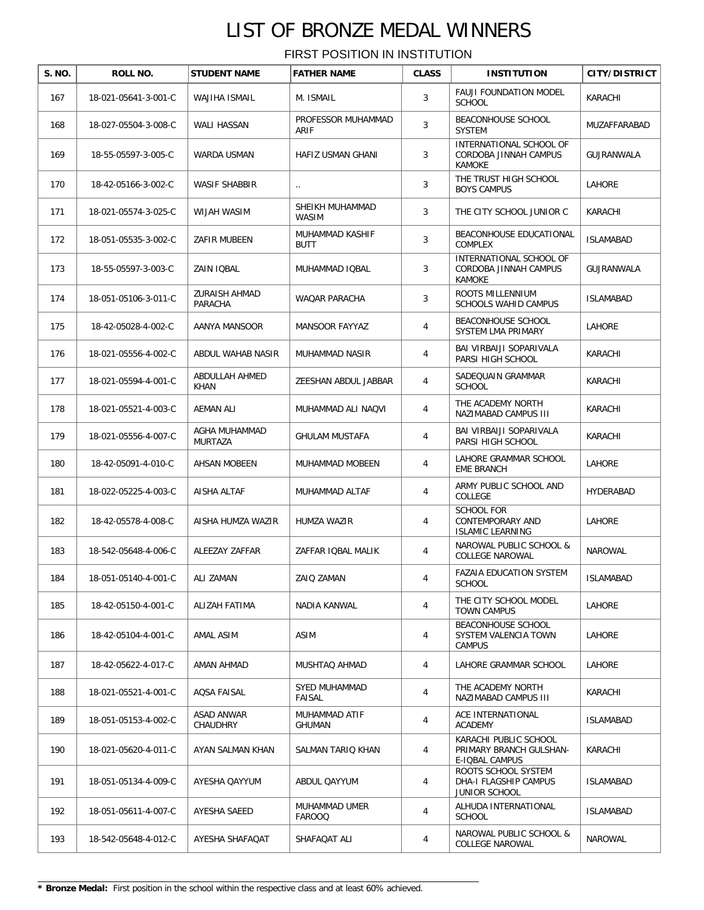# LIST OF BRONZE MEDAL WINNERS

FIRST POSITION IN INSTITUTION

| S. NO. | ROLL NO. | STUDENT NAME | FATHER NAME | CLASS | INSTITUTION | CITY/DISTRICT |
|---|---|---|---|---|---|---|
| 167 | 18-021-05641-3-001-C | WAJIHA ISMAIL | M. ISMAIL | 3 | FAUJI FOUNDATION MODEL SCHOOL | KARACHI |
| 168 | 18-027-05504-3-008-C | WALI HASSAN | PROFESSOR MUHAMMAD ARIF | 3 | BEACONHOUSE SCHOOL SYSTEM | MUZAFFARABAD |
| 169 | 18-55-05597-3-005-C | WARDA USMAN | HAFIZ USMAN GHANI | 3 | INTERNATIONAL SCHOOL OF CORDOBA JINNAH CAMPUS KAMOKE | GUJRANWALA |
| 170 | 18-42-05166-3-002-C | WASIF SHABBIR | .. | 3 | THE TRUST HIGH SCHOOL BOYS CAMPUS | LAHORE |
| 171 | 18-021-05574-3-025-C | WIJAH WASIM | SHEIKH MUHAMMAD WASIM | 3 | THE CITY SCHOOL JUNIOR C | KARACHI |
| 172 | 18-051-05535-3-002-C | ZAFIR MUBEEN | MUHAMMAD KASHIF BUTT | 3 | BEACONHOUSE EDUCATIONAL COMPLEX | ISLAMABAD |
| 173 | 18-55-05597-3-003-C | ZAIN IQBAL | MUHAMMAD IQBAL | 3 | INTERNATIONAL SCHOOL OF CORDOBA JINNAH CAMPUS KAMOKE | GUJRANWALA |
| 174 | 18-051-05106-3-011-C | ZURAISH AHMAD PARACHA | WAQAR PARACHA | 3 | ROOTS MILLENNIUM SCHOOLS WAHID CAMPUS | ISLAMABAD |
| 175 | 18-42-05028-4-002-C | AANYA MANSOOR | MANSOOR FAYYAZ | 4 | BEACONHOUSE SCHOOL SYSTEM LMA PRIMARY | LAHORE |
| 176 | 18-021-05556-4-002-C | ABDUL WAHAB NASIR | MUHAMMAD NASIR | 4 | BAI VIRBAIJI SOPARIVALA PARSI HIGH SCHOOL | KARACHI |
| 177 | 18-021-05594-4-001-C | ABDULLAH AHMED KHAN | ZEESHAN ABDUL JABBAR | 4 | SADEQUAIN GRAMMAR SCHOOL | KARACHI |
| 178 | 18-021-05521-4-003-C | AEMAN ALI | MUHAMMAD ALI NAQVI | 4 | THE ACADEMY NORTH NAZIMABAD CAMPUS III | KARACHI |
| 179 | 18-021-05556-4-007-C | AGHA MUHAMMAD MURTAZA | GHULAM MUSTAFA | 4 | BAI VIRBAIJI SOPARIVALA PARSI HIGH SCHOOL | KARACHI |
| 180 | 18-42-05091-4-010-C | AHSAN MOBEEN | MUHAMMAD MOBEEN | 4 | LAHORE GRAMMAR SCHOOL EME BRANCH | LAHORE |
| 181 | 18-022-05225-4-003-C | AISHA ALTAF | MUHAMMAD ALTAF | 4 | ARMY PUBLIC SCHOOL AND COLLEGE | HYDERABAD |
| 182 | 18-42-05578-4-008-C | AISHA HUMZA WAZIR | HUMZA WAZIR | 4 | SCHOOL FOR CONTEMPORARY AND ISLAMIC LEARNING | LAHORE |
| 183 | 18-542-05648-4-006-C | ALEEZAY ZAFFAR | ZAFFAR IQBAL MALIK | 4 | NAROWAL PUBLIC SCHOOL & COLLEGE NAROWAL | NAROWAL |
| 184 | 18-051-05140-4-001-C | ALI ZAMAN | ZAIQ ZAMAN | 4 | FAZAIA EDUCATION SYSTEM SCHOOL | ISLAMABAD |
| 185 | 18-42-05150-4-001-C | ALIZAH FATIMA | NADIA KANWAL | 4 | THE CITY SCHOOL MODEL TOWN CAMPUS | LAHORE |
| 186 | 18-42-05104-4-001-C | AMAL ASIM | ASIM | 4 | BEACONHOUSE SCHOOL SYSTEM VALENCIA TOWN CAMPUS | LAHORE |
| 187 | 18-42-05622-4-017-C | AMAN AHMAD | MUSHTAQ AHMAD | 4 | LAHORE GRAMMAR SCHOOL | LAHORE |
| 188 | 18-021-05521-4-001-C | AQSA FAISAL | SYED MUHAMMAD FAISAL | 4 | THE ACADEMY NORTH NAZIMABAD CAMPUS III | KARACHI |
| 189 | 18-051-05153-4-002-C | ASAD ANWAR CHAUDHRY | MUHAMMAD ATIF GHUMAN | 4 | ACE INTERNATIONAL ACADEMY | ISLAMABAD |
| 190 | 18-021-05620-4-011-C | AYAN SALMAN KHAN | SALMAN TARIQ KHAN | 4 | KARACHI PUBLIC SCHOOL PRIMARY BRANCH GULSHAN-E-IQBAL CAMPUS | KARACHI |
| 191 | 18-051-05134-4-009-C | AYESHA QAYYUM | ABDUL QAYYUM | 4 | ROOTS SCHOOL SYSTEM DHA-I FLAGSHIP CAMPUS JUNIOR SCHOOL | ISLAMABAD |
| 192 | 18-051-05611-4-007-C | AYESHA SAEED | MUHAMMAD UMER FAROOQ | 4 | ALHUDA INTERNATIONAL SCHOOL | ISLAMABAD |
| 193 | 18-542-05648-4-012-C | AYESHA SHAFAQAT | SHAFAQAT ALI | 4 | NAROWAL PUBLIC SCHOOL & COLLEGE NAROWAL | NAROWAL |

* **Bronze Medal:** First position in the school within the respective class and at least 60% achieved.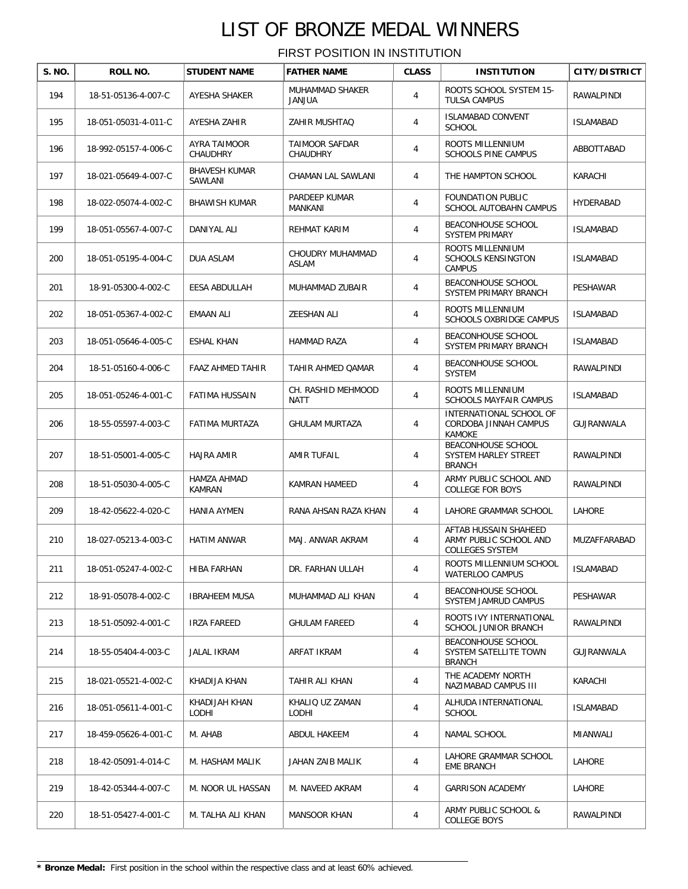# LIST OF BRONZE MEDAL WINNERS

FIRST POSITION IN INSTITUTION

| S. NO. | ROLL NO. | STUDENT NAME | FATHER NAME | CLASS | INSTITUTION | CITY/DISTRICT |
|---|---|---|---|---|---|---|
| 194 | 18-51-05136-4-007-C | AYESHA SHAKER | MUHAMMAD SHAKER JANJUA | 4 | ROOTS SCHOOL SYSTEM 15-TULSA CAMPUS | RAWALPINDI |
| 195 | 18-051-05031-4-011-C | AYESHA ZAHIR | ZAHIR MUSHTAQ | 4 | ISLAMABAD CONVENT SCHOOL | ISLAMABAD |
| 196 | 18-992-05157-4-006-C | AYRA TAIMOOR CHAUDHRY | TAIMOOR SAFDAR CHAUDHRY | 4 | ROOTS MILLENNIUM SCHOOLS PINE CAMPUS | ABBOTTABAD |
| 197 | 18-021-05649-4-007-C | BHAVESH KUMAR SAWLANI | CHAMAN LAL SAWLANI | 4 | THE HAMPTON SCHOOL | KARACHI |
| 198 | 18-022-05074-4-002-C | BHAWISH KUMAR | PARDEEP KUMAR MANKANI | 4 | FOUNDATION PUBLIC SCHOOL AUTOBAHN CAMPUS | HYDERABAD |
| 199 | 18-051-05567-4-007-C | DANIYAL ALI | REHMAT KARIM | 4 | BEACONHOUSE SCHOOL SYSTEM PRIMARY | ISLAMABAD |
| 200 | 18-051-05195-4-004-C | DUA ASLAM | CHOUDRY MUHAMMAD ASLAM | 4 | ROOTS MILLENNIUM SCHOOLS KENSINGTON CAMPUS | ISLAMABAD |
| 201 | 18-91-05300-4-002-C | EESA ABDULLAH | MUHAMMAD ZUBAIR | 4 | BEACONHOUSE SCHOOL SYSTEM PRIMARY BRANCH | PESHAWAR |
| 202 | 18-051-05367-4-002-C | EMAAN ALI | ZEESHAN ALI | 4 | ROOTS MILLENNIUM SCHOOLS OXBRIDGE CAMPUS | ISLAMABAD |
| 203 | 18-051-05646-4-005-C | ESHAL KHAN | HAMMAD RAZA | 4 | BEACONHOUSE SCHOOL SYSTEM PRIMARY BRANCH | ISLAMABAD |
| 204 | 18-51-05160-4-006-C | FAAZ AHMED TAHIR | TAHIR AHMED QAMAR | 4 | BEACONHOUSE SCHOOL SYSTEM | RAWALPINDI |
| 205 | 18-051-05246-4-001-C | FATIMA HUSSAIN | CH. RASHID MEHMOOD NATT | 4 | ROOTS MILLENNIUM SCHOOLS MAYFAIR CAMPUS | ISLAMABAD |
| 206 | 18-55-05597-4-003-C | FATIMA MURTAZA | GHULAM MURTAZA | 4 | INTERNATIONAL SCHOOL OF CORDOBA JINNAH CAMPUS KAMOKE | GUJRANWALA |
| 207 | 18-51-05001-4-005-C | HAJRA AMIR | AMIR TUFAIL | 4 | BEACONHOUSE SCHOOL SYSTEM HARLEY STREET BRANCH | RAWALPINDI |
| 208 | 18-51-05030-4-005-C | HAMZA AHMAD KAMRAN | KAMRAN HAMEED | 4 | ARMY PUBLIC SCHOOL AND COLLEGE FOR BOYS | RAWALPINDI |
| 209 | 18-42-05622-4-020-C | HANIA AYMEN | RANA AHSAN RAZA KHAN | 4 | LAHORE GRAMMAR SCHOOL | LAHORE |
| 210 | 18-027-05213-4-003-C | HATIM ANWAR | MAJ. ANWAR AKRAM | 4 | AFTAB HUSSAIN SHAHEED ARMY PUBLIC SCHOOL AND COLLEGES SYSTEM | MUZAFFARABAD |
| 211 | 18-051-05247-4-002-C | HIBA FARHAN | DR. FARHAN ULLAH | 4 | ROOTS MILLENNIUM SCHOOL WATERLOO CAMPUS | ISLAMABAD |
| 212 | 18-91-05078-4-002-C | IBRAHEEM MUSA | MUHAMMAD ALI KHAN | 4 | BEACONHOUSE SCHOOL SYSTEM JAMRUD CAMPUS | PESHAWAR |
| 213 | 18-51-05092-4-001-C | IRZA FAREED | GHULAM FAREED | 4 | ROOTS IVY INTERNATIONAL SCHOOL JUNIOR BRANCH | RAWALPINDI |
| 214 | 18-55-05404-4-003-C | JALAL IKRAM | ARFAT IKRAM | 4 | BEACONHOUSE SCHOOL SYSTEM SATELLITE TOWN BRANCH | GUJRANWALA |
| 215 | 18-021-05521-4-002-C | KHADIJA KHAN | TAHIR ALI KHAN | 4 | THE ACADEMY NORTH NAZIMABAD CAMPUS III | KARACHI |
| 216 | 18-051-05611-4-001-C | KHADIJAH KHAN LODHI | KHALIQ UZ ZAMAN LODHI | 4 | ALHUDA INTERNATIONAL SCHOOL | ISLAMABAD |
| 217 | 18-459-05626-4-001-C | M. AHAB | ABDUL HAKEEM | 4 | NAMAL SCHOOL | MIANWALI |
| 218 | 18-42-05091-4-014-C | M. HASHAM MALIK | JAHAN ZAIB MALIK | 4 | LAHORE GRAMMAR SCHOOL EME BRANCH | LAHORE |
| 219 | 18-42-05344-4-007-C | M. NOOR UL HASSAN | M. NAVEED AKRAM | 4 | GARRISON ACADEMY | LAHORE |
| 220 | 18-51-05427-4-001-C | M. TALHA ALI KHAN | MANSOOR KHAN | 4 | ARMY PUBLIC SCHOOL & COLLEGE BOYS | RAWALPINDI |

**\* Bronze Medal:** First position in the school within the respective class and at least 60% achieved.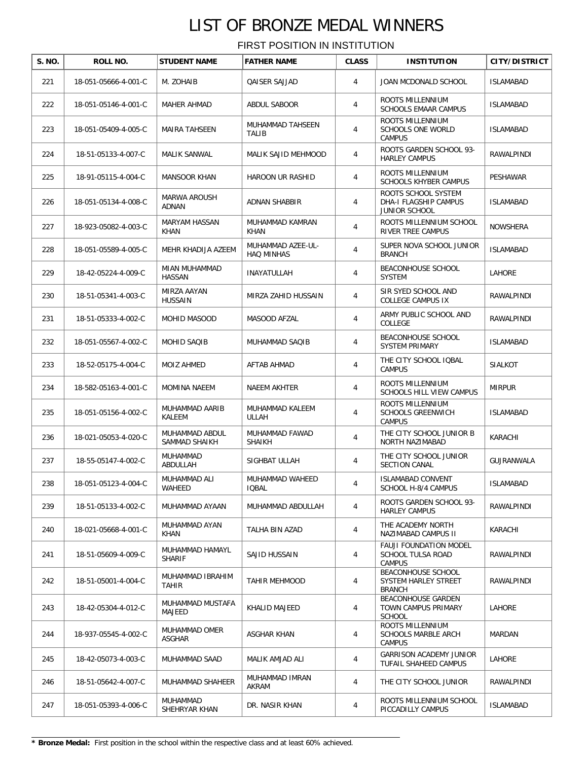# LIST OF BRONZE MEDAL WINNERS

FIRST POSITION IN INSTITUTION

| S. NO. | ROLL NO. | STUDENT NAME | FATHER NAME | CLASS | INSTITUTION | CITY/DISTRICT |
|---|---|---|---|---|---|---|
| 221 | 18-051-05666-4-001-C | M. ZOHAIB | QAISER SAJJAD | 4 | JOAN MCDONALD SCHOOL | ISLAMABAD |
| 222 | 18-051-05146-4-001-C | MAHER AHMAD | ABDUL SABOOR | 4 | ROOTS MILLENNIUM SCHOOLS EMAAR CAMPUS | ISLAMABAD |
| 223 | 18-051-05409-4-005-C | MAIRA TAHSEEN | MUHAMMAD TAHSEEN TALIB | 4 | ROOTS MILLENNIUM SCHOOLS ONE WORLD CAMPUS | ISLAMABAD |
| 224 | 18-51-05133-4-007-C | MALIK SANWAL | MALIK SAJID MEHMOOD | 4 | ROOTS GARDEN SCHOOL 93-HARLEY CAMPUS | RAWALPINDI |
| 225 | 18-91-05115-4-004-C | MANSOOR KHAN | HAROON UR RASHID | 4 | ROOTS MILLENNIUM SCHOOLS KHYBER CAMPUS | PESHAWAR |
| 226 | 18-051-05134-4-008-C | MARWA AROUSH ADNAN | ADNAN SHABBIR | 4 | ROOTS SCHOOL SYSTEM DHA-I FLAGSHIP CAMPUS JUNIOR SCHOOL | ISLAMABAD |
| 227 | 18-923-05082-4-003-C | MARYAM HASSAN KHAN | MUHAMMAD KAMRAN KHAN | 4 | ROOTS MILLENNIUM SCHOOL RIVER TREE CAMPUS | NOWSHERA |
| 228 | 18-051-05589-4-005-C | MEHR KHADIJA AZEEM | MUHAMMAD AZEE-UL-HAQ MINHAS | 4 | SUPER NOVA SCHOOL JUNIOR BRANCH | ISLAMABAD |
| 229 | 18-42-05224-4-009-C | MIAN MUHAMMAD HASSAN | INAYATULLAH | 4 | BEACONHOUSE SCHOOL SYSTEM | LAHORE |
| 230 | 18-51-05341-4-003-C | MIRZA AAYAN HUSSAIN | MIRZA ZAHID HUSSAIN | 4 | SIR SYED SCHOOL AND COLLEGE CAMPUS IX | RAWALPINDI |
| 231 | 18-51-05333-4-002-C | MOHID MASOOD | MASOOD AFZAL | 4 | ARMY PUBLIC SCHOOL AND COLLEGE | RAWALPINDI |
| 232 | 18-051-05567-4-002-C | MOHID SAQIB | MUHAMMAD SAQIB | 4 | BEACONHOUSE SCHOOL SYSTEM PRIMARY | ISLAMABAD |
| 233 | 18-52-05175-4-004-C | MOIZ AHMED | AFTAB AHMAD | 4 | THE CITY SCHOOL IQBAL CAMPUS | SIALKOT |
| 234 | 18-582-05163-4-001-C | MOMINA NAEEM | NAEEM AKHTER | 4 | ROOTS MILLENNIUM SCHOOLS HILL VIEW CAMPUS | MIRPUR |
| 235 | 18-051-05156-4-002-C | MUHAMMAD AARIB KALEEM | MUHAMMAD KALEEM ULLAH | 4 | ROOTS MILLENNIUM SCHOOLS GREENWICH CAMPUS | ISLAMABAD |
| 236 | 18-021-05053-4-020-C | MUHAMMAD ABDUL SAMMAD SHAIKH | MUHAMMAD FAWAD SHAIKH | 4 | THE CITY SCHOOL JUNIOR B NORTH NAZIMABAD | KARACHI |
| 237 | 18-55-05147-4-002-C | MUHAMMAD ABDULLAH | SIGHBAT ULLAH | 4 | THE CITY SCHOOL JUNIOR SECTION CANAL | GUJRANWALA |
| 238 | 18-051-05123-4-004-C | MUHAMMAD ALI WAHEED | MUHAMMAD WAHEED IQBAL | 4 | ISLAMABAD CONVENT SCHOOL H-8/4 CAMPUS | ISLAMABAD |
| 239 | 18-51-05133-4-002-C | MUHAMMAD AYAAN | MUHAMMAD ABDULLAH | 4 | ROOTS GARDEN SCHOOL 93-HARLEY CAMPUS | RAWALPINDI |
| 240 | 18-021-05668-4-001-C | MUHAMMAD AYAN KHAN | TALHA BIN AZAD | 4 | THE ACADEMY NORTH NAZIMABAD CAMPUS II | KARACHI |
| 241 | 18-51-05609-4-009-C | MUHAMMAD HAMAYL SHARIF | SAJID HUSSAIN | 4 | FAUJI FOUNDATION MODEL SCHOOL TULSA ROAD CAMPUS | RAWALPINDI |
| 242 | 18-51-05001-4-004-C | MUHAMMAD IBRAHIM TAHIR | TAHIR MEHMOOD | 4 | BEACONHOUSE SCHOOL SYSTEM HARLEY STREET BRANCH | RAWALPINDI |
| 243 | 18-42-05304-4-012-C | MUHAMMAD MUSTAFA MAJEED | KHALID MAJEED | 4 | BEACONHOUSE GARDEN TOWN CAMPUS PRIMARY SCHOOL | LAHORE |
| 244 | 18-937-05545-4-002-C | MUHAMMAD OMER ASGHAR | ASGHAR KHAN | 4 | ROOTS MILLENNIUM SCHOOLS MARBLE ARCH CAMPUS | MARDAN |
| 245 | 18-42-05073-4-003-C | MUHAMMAD SAAD | MALIK AMJAD ALI | 4 | GARRISON ACADEMY JUNIOR TUFAIL SHAHEED CAMPUS | LAHORE |
| 246 | 18-51-05642-4-007-C | MUHAMMAD SHAHEER | MUHAMMAD IMRAN AKRAM | 4 | THE CITY SCHOOL JUNIOR | RAWALPINDI |
| 247 | 18-051-05393-4-006-C | MUHAMMAD SHEHRYAR KHAN | DR. NASIR KHAN | 4 | ROOTS MILLENNIUM SCHOOL PICCADILLY CAMPUS | ISLAMABAD |

**\* Bronze Medal:** First position in the school within the respective class and at least 60% achieved.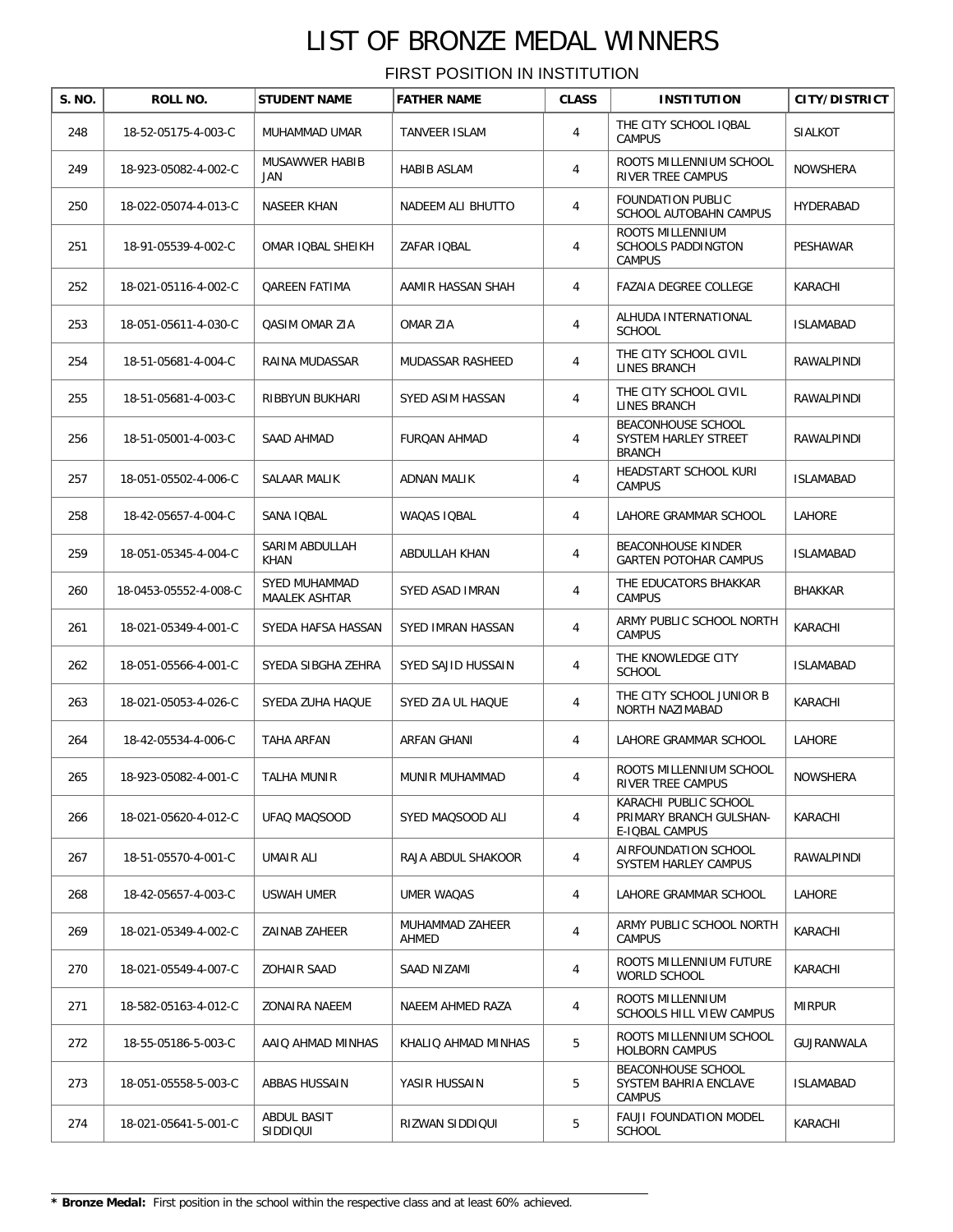# LIST OF BRONZE MEDAL WINNERS

FIRST POSITION IN INSTITUTION

| S. NO. | ROLL NO. | STUDENT NAME | FATHER NAME | CLASS | INSTITUTION | CITY/DISTRICT |
|---|---|---|---|---|---|---|
| 248 | 18-52-05175-4-003-C | MUHAMMAD UMAR | TANVEER ISLAM | 4 | THE CITY SCHOOL IQBAL CAMPUS | SIALKOT |
| 249 | 18-923-05082-4-002-C | MUSAWWER HABIB JAN | HABIB ASLAM | 4 | ROOTS MILLENNIUM SCHOOL RIVER TREE CAMPUS | NOWSHERA |
| 250 | 18-022-05074-4-013-C | NASEER KHAN | NADEEM ALI BHUTTO | 4 | FOUNDATION PUBLIC SCHOOL AUTOBAHN CAMPUS | HYDERABAD |
| 251 | 18-91-05539-4-002-C | OMAR IQBAL SHEIKH | ZAFAR IQBAL | 4 | ROOTS MILLENNIUM SCHOOLS PADDINGTON CAMPUS | PESHAWAR |
| 252 | 18-021-05116-4-002-C | QAREEN FATIMA | AAMIR HASSAN SHAH | 4 | FAZAIA DEGREE COLLEGE | KARACHI |
| 253 | 18-051-05611-4-030-C | QASIM OMAR ZIA | OMAR ZIA | 4 | ALHUDA INTERNATIONAL SCHOOL | ISLAMABAD |
| 254 | 18-51-05681-4-004-C | RAINA MUDASSAR | MUDASSAR RASHEED | 4 | THE CITY SCHOOL CIVIL LINES BRANCH | RAWALPINDI |
| 255 | 18-51-05681-4-003-C | RIBBYUN BUKHARI | SYED ASIM HASSAN | 4 | THE CITY SCHOOL CIVIL LINES BRANCH | RAWALPINDI |
| 256 | 18-51-05001-4-003-C | SAAD AHMAD | FURQAN AHMAD | 4 | BEACONHOUSE SCHOOL SYSTEM HARLEY STREET BRANCH | RAWALPINDI |
| 257 | 18-051-05502-4-006-C | SALAAR MALIK | ADNAN MALIK | 4 | HEADSTART SCHOOL KURI CAMPUS | ISLAMABAD |
| 258 | 18-42-05657-4-004-C | SANA IQBAL | WAQAS IQBAL | 4 | LAHORE GRAMMAR SCHOOL | LAHORE |
| 259 | 18-051-05345-4-004-C | SARIM ABDULLAH KHAN | ABDULLAH KHAN | 4 | BEACONHOUSE KINDER GARTEN POTOHAR CAMPUS | ISLAMABAD |
| 260 | 18-0453-05552-4-008-C | SYED MUHAMMAD MAALEK ASHTAR | SYED ASAD IMRAN | 4 | THE EDUCATORS BHAKKAR CAMPUS | BHAKKAR |
| 261 | 18-021-05349-4-001-C | SYEDA HAFSA HASSAN | SYED IMRAN HASSAN | 4 | ARMY PUBLIC SCHOOL NORTH CAMPUS | KARACHI |
| 262 | 18-051-05566-4-001-C | SYEDA SIBGHA ZEHRA | SYED SAJID HUSSAIN | 4 | THE KNOWLEDGE CITY SCHOOL | ISLAMABAD |
| 263 | 18-021-05053-4-026-C | SYEDA ZUHA HAQUE | SYED ZIA UL HAQUE | 4 | THE CITY SCHOOL JUNIOR B NORTH NAZIMABAD | KARACHI |
| 264 | 18-42-05534-4-006-C | TAHA ARFAN | ARFAN GHANI | 4 | LAHORE GRAMMAR SCHOOL | LAHORE |
| 265 | 18-923-05082-4-001-C | TALHA MUNIR | MUNIR MUHAMMAD | 4 | ROOTS MILLENNIUM SCHOOL RIVER TREE CAMPUS | NOWSHERA |
| 266 | 18-021-05620-4-012-C | UFAQ MAQSOOD | SYED MAQSOOD ALI | 4 | KARACHI PUBLIC SCHOOL PRIMARY BRANCH GULSHAN-E-IQBAL CAMPUS | KARACHI |
| 267 | 18-51-05570-4-001-C | UMAIR ALI | RAJA ABDUL SHAKOOR | 4 | AIRFOUNDATION SCHOOL SYSTEM HARLEY CAMPUS | RAWALPINDI |
| 268 | 18-42-05657-4-003-C | USWAH UMER | UMER WAQAS | 4 | LAHORE GRAMMAR SCHOOL | LAHORE |
| 269 | 18-021-05349-4-002-C | ZAINAB ZAHEER | MUHAMMAD ZAHEER AHMED | 4 | ARMY PUBLIC SCHOOL NORTH CAMPUS | KARACHI |
| 270 | 18-021-05549-4-007-C | ZOHAIR SAAD | SAAD NIZAMI | 4 | ROOTS MILLENNIUM FUTURE WORLD SCHOOL | KARACHI |
| 271 | 18-582-05163-4-012-C | ZONAIRA NAEEM | NAEEM AHMED RAZA | 4 | ROOTS MILLENNIUM SCHOOLS HILL VIEW CAMPUS | MIRPUR |
| 272 | 18-55-05186-5-003-C | AAIQ AHMAD MINHAS | KHALIQ AHMAD MINHAS | 5 | ROOTS MILLENNIUM SCHOOL HOLBORN CAMPUS | GUJRANWALA |
| 273 | 18-051-05558-5-003-C | ABBAS HUSSAIN | YASIR HUSSAIN | 5 | BEACONHOUSE SCHOOL SYSTEM BAHRIA ENCLAVE CAMPUS | ISLAMABAD |
| 274 | 18-021-05641-5-001-C | ABDUL BASIT SIDDIQUI | RIZWAN SIDDIQUI | 5 | FAUJI FOUNDATION MODEL SCHOOL | KARACHI |

**\* Bronze Medal:** First position in the school within the respective class and at least 60% achieved.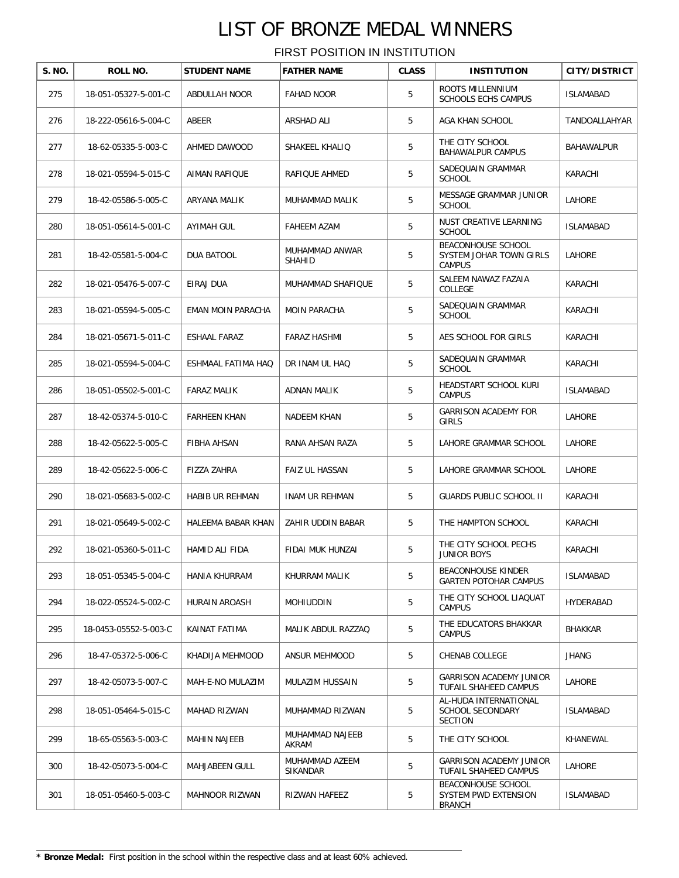# LIST OF BRONZE MEDAL WINNERS

FIRST POSITION IN INSTITUTION

| S. NO. | ROLL NO. | STUDENT NAME | FATHER NAME | CLASS | INSTITUTION | CITY/DISTRICT |
|---|---|---|---|---|---|---|
| 275 | 18-051-05327-5-001-C | ABDULLAH NOOR | FAHAD NOOR | 5 | ROOTS MILLENNIUM SCHOOLS ECHS CAMPUS | ISLAMABAD |
| 276 | 18-222-05616-5-004-C | ABEER | ARSHAD ALI | 5 | AGA KHAN SCHOOL | TANDOALLAHYAR |
| 277 | 18-62-05335-5-003-C | AHMED DAWOOD | SHAKEEL KHALIQ | 5 | THE CITY SCHOOL BAHAWALPUR CAMPUS | BAHAWALPUR |
| 278 | 18-021-05594-5-015-C | AIMAN RAFIQUE | RAFIQUE AHMED | 5 | SADEQUAIN GRAMMAR SCHOOL | KARACHI |
| 279 | 18-42-05586-5-005-C | ARYANA MALIK | MUHAMMAD MALIK | 5 | MESSAGE GRAMMAR JUNIOR SCHOOL | LAHORE |
| 280 | 18-051-05614-5-001-C | AYIMAH GUL | FAHEEM AZAM | 5 | NUST CREATIVE LEARNING SCHOOL | ISLAMABAD |
| 281 | 18-42-05581-5-004-C | DUA BATOOL | MUHAMMAD ANWAR SHAHID | 5 | BEACONHOUSE SCHOOL SYSTEM JOHAR TOWN GIRLS CAMPUS | LAHORE |
| 282 | 18-021-05476-5-007-C | EIRAJ DUA | MUHAMMAD SHAFIQUE | 5 | SALEEM NAWAZ FAZAIA COLLEGE | KARACHI |
| 283 | 18-021-05594-5-005-C | EMAN MOIN PARACHA | MOIN PARACHA | 5 | SADEQUAIN GRAMMAR SCHOOL | KARACHI |
| 284 | 18-021-05671-5-011-C | ESHAAL FARAZ | FARAZ HASHMI | 5 | AES SCHOOL FOR GIRLS | KARACHI |
| 285 | 18-021-05594-5-004-C | ESHMAAL FATIMA HAQ | DR INAM UL HAQ | 5 | SADEQUAIN GRAMMAR SCHOOL | KARACHI |
| 286 | 18-051-05502-5-001-C | FARAZ MALIK | ADNAN MALIK | 5 | HEADSTART SCHOOL KURI CAMPUS | ISLAMABAD |
| 287 | 18-42-05374-5-010-C | FARHEEN KHAN | NADEEM KHAN | 5 | GARRISON ACADEMY FOR GIRLS | LAHORE |
| 288 | 18-42-05622-5-005-C | FIBHA AHSAN | RANA AHSAN RAZA | 5 | LAHORE GRAMMAR SCHOOL | LAHORE |
| 289 | 18-42-05622-5-006-C | FIZZA ZAHRA | FAIZ UL HASSAN | 5 | LAHORE GRAMMAR SCHOOL | LAHORE |
| 290 | 18-021-05683-5-002-C | HABIB UR REHMAN | INAM UR REHMAN | 5 | GUARDS PUBLIC SCHOOL II | KARACHI |
| 291 | 18-021-05649-5-002-C | HALEEMA BABAR KHAN | ZAHIR UDDIN BABAR | 5 | THE HAMPTON SCHOOL | KARACHI |
| 292 | 18-021-05360-5-011-C | HAMID ALI FIDA | FIDAI MUK HUNZAI | 5 | THE CITY SCHOOL PECHS JUNIOR BOYS | KARACHI |
| 293 | 18-051-05345-5-004-C | HANIA KHURRAM | KHURRAM MALIK | 5 | BEACONHOUSE KINDER GARTEN POTOHAR CAMPUS | ISLAMABAD |
| 294 | 18-022-05524-5-002-C | HURAIN AROASH | MOHIUDDIN | 5 | THE CITY SCHOOL LIAQUAT CAMPUS | HYDERABAD |
| 295 | 18-0453-05552-5-003-C | KAINAT FATIMA | MALIK ABDUL RAZZAQ | 5 | THE EDUCATORS BHAKKAR CAMPUS | BHAKKAR |
| 296 | 18-47-05372-5-006-C | KHADIJA MEHMOOD | ANSUR MEHMOOD | 5 | CHENAB COLLEGE | JHANG |
| 297 | 18-42-05073-5-007-C | MAH-E-NO MULAZIM | MULAZIM HUSSAIN | 5 | GARRISON ACADEMY JUNIOR TUFAIL SHAHEED CAMPUS | LAHORE |
| 298 | 18-051-05464-5-015-C | MAHAD RIZWAN | MUHAMMAD RIZWAN | 5 | AL-HUDA INTERNATIONAL SCHOOL SECONDARY SECTION | ISLAMABAD |
| 299 | 18-65-05563-5-003-C | MAHIN NAJEEB | MUHAMMAD NAJEEB AKRAM | 5 | THE CITY SCHOOL | KHANEWAL |
| 300 | 18-42-05073-5-004-C | MAHJABEEN GULL | MUHAMMAD AZEEM SIKANDAR | 5 | GARRISON ACADEMY JUNIOR TUFAIL SHAHEED CAMPUS | LAHORE |
| 301 | 18-051-05460-5-003-C | MAHNOOR RIZWAN | RIZWAN HAFEEZ | 5 | BEACONHOUSE SCHOOL SYSTEM PWD EXTENSION BRANCH | ISLAMABAD |

* **Bronze Medal:** First position in the school within the respective class and at least 60% achieved.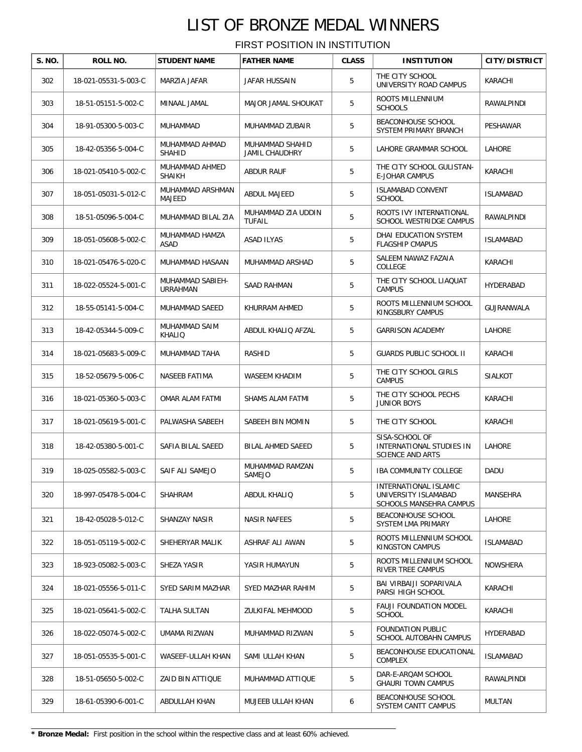# LIST OF BRONZE MEDAL WINNERS

FIRST POSITION IN INSTITUTION

| S. NO. | ROLL NO. | STUDENT NAME | FATHER NAME | CLASS | INSTITUTION | CITY/DISTRICT |
|---|---|---|---|---|---|---|
| 302 | 18-021-05531-5-003-C | MARZIA JAFAR | JAFAR HUSSAIN | 5 | THE CITY SCHOOL UNIVERSITY ROAD CAMPUS | KARACHI |
| 303 | 18-51-05151-5-002-C | MINAAL JAMAL | MAJOR JAMAL SHOUKAT | 5 | ROOTS MILLENNIUM SCHOOLS | RAWALPINDI |
| 304 | 18-91-05300-5-003-C | MUHAMMAD | MUHAMMAD ZUBAIR | 5 | BEACONHOUSE SCHOOL SYSTEM PRIMARY BRANCH | PESHAWAR |
| 305 | 18-42-05356-5-004-C | MUHAMMAD AHMAD SHAHID | MUHAMMAD SHAHID JAMIL CHAUDHRY | 5 | LAHORE GRAMMAR SCHOOL | LAHORE |
| 306 | 18-021-05410-5-002-C | MUHAMMAD AHMED SHAIKH | ABDUR RAUF | 5 | THE CITY SCHOOL GULISTAN-E-JOHAR CAMPUS | KARACHI |
| 307 | 18-051-05031-5-012-C | MUHAMMAD ARSHMAN MAJEED | ABDUL MAJEED | 5 | ISLAMABAD CONVENT SCHOOL | ISLAMABAD |
| 308 | 18-51-05096-5-004-C | MUHAMMAD BILAL ZIA | MUHAMMAD ZIA UDDIN TUFAIL | 5 | ROOTS IVY INTERNATIONAL SCHOOL WESTRIDGE CAMPUS | RAWALPINDI |
| 309 | 18-051-05608-5-002-C | MUHAMMAD HAMZA ASAD | ASAD ILYAS | 5 | DHAI EDUCATION SYSTEM FLAGSHIP CMAPUS | ISLAMABAD |
| 310 | 18-021-05476-5-020-C | MUHAMMAD HASAAN | MUHAMMAD ARSHAD | 5 | SALEEM NAWAZ FAZAIA COLLEGE | KARACHI |
| 311 | 18-022-05524-5-001-C | MUHAMMAD SABIEH-URRAHMAN | SAAD RAHMAN | 5 | THE CITY SCHOOL LIAQUAT CAMPUS | HYDERABAD |
| 312 | 18-55-05141-5-004-C | MUHAMMAD SAEED | KHURRAM AHMED | 5 | ROOTS MILLENNIUM SCHOOL KINGSBURY CAMPUS | GUJRANWALA |
| 313 | 18-42-05344-5-009-C | MUHAMMAD SAIM KHALIQ | ABDUL KHALIQ AFZAL | 5 | GARRISON ACADEMY | LAHORE |
| 314 | 18-021-05683-5-009-C | MUHAMMAD TAHA | RASHID | 5 | GUARDS PUBLIC SCHOOL II | KARACHI |
| 315 | 18-52-05679-5-006-C | NASEEB FATIMA | WASEEM KHADIM | 5 | THE CITY SCHOOL GIRLS CAMPUS | SIALKOT |
| 316 | 18-021-05360-5-003-C | OMAR ALAM FATMI | SHAMS ALAM FATMI | 5 | THE CITY SCHOOL PECHS JUNIOR BOYS | KARACHI |
| 317 | 18-021-05619-5-001-C | PALWASHA SABEEH | SABEEH BIN MOMIN | 5 | THE CITY SCHOOL | KARACHI |
| 318 | 18-42-05380-5-001-C | SAFIA BILAL SAEED | BILAL AHMED SAEED | 5 | SISA-SCHOOL OF INTERNATIONAL STUDIES IN SCIENCE AND ARTS | LAHORE |
| 319 | 18-025-05582-5-003-C | SAIF ALI SAMEJO | MUHAMMAD RAMZAN SAMEJO | 5 | IBA COMMUNITY COLLEGE | DADU |
| 320 | 18-997-05478-5-004-C | SHAHRAM | ABDUL KHALIQ | 5 | INTERNATIONAL ISLAMIC UNIVERSITY ISLAMABAD SCHOOLS MANSEHRA CAMPUS | MANSEHRA |
| 321 | 18-42-05028-5-012-C | SHANZAY NASIR | NASIR NAFEES | 5 | BEACONHOUSE SCHOOL SYSTEM LMA PRIMARY | LAHORE |
| 322 | 18-051-05119-5-002-C | SHEHERYAR MALIK | ASHRAF ALI AWAN | 5 | ROOTS MILLENNIUM SCHOOL KINGSTON CAMPUS | ISLAMABAD |
| 323 | 18-923-05082-5-003-C | SHEZA YASIR | YASIR HUMAYUN | 5 | ROOTS MILLENNIUM SCHOOL RIVER TREE CAMPUS | NOWSHERA |
| 324 | 18-021-05556-5-011-C | SYED SARIM MAZHAR | SYED MAZHAR RAHIM | 5 | BAI VIRBAIJI SOPARIVALA PARSI HIGH SCHOOL | KARACHI |
| 325 | 18-021-05641-5-002-C | TALHA SULTAN | ZULKIFAL MEHMOOD | 5 | FAUJI FOUNDATION MODEL SCHOOL | KARACHI |
| 326 | 18-022-05074-5-002-C | UMAMA RIZWAN | MUHAMMAD RIZWAN | 5 | FOUNDATION PUBLIC SCHOOL AUTOBAHN CAMPUS | HYDERABAD |
| 327 | 18-051-05535-5-001-C | WASEEF-ULLAH KHAN | SAMI ULLAH KHAN | 5 | BEACONHOUSE EDUCATIONAL COMPLEX | ISLAMABAD |
| 328 | 18-51-05650-5-002-C | ZAID BIN ATTIQUE | MUHAMMAD ATTIQUE | 5 | DAR-E-ARQAM SCHOOL GHAURI TOWN CAMPUS | RAWALPINDI |
| 329 | 18-61-05390-6-001-C | ABDULLAH KHAN | MUJEEB ULLAH KHAN | 6 | BEACONHOUSE SCHOOL SYSTEM CANTT CAMPUS | MULTAN |

\* **Bronze Medal:** First position in the school within the respective class and at least 60% achieved.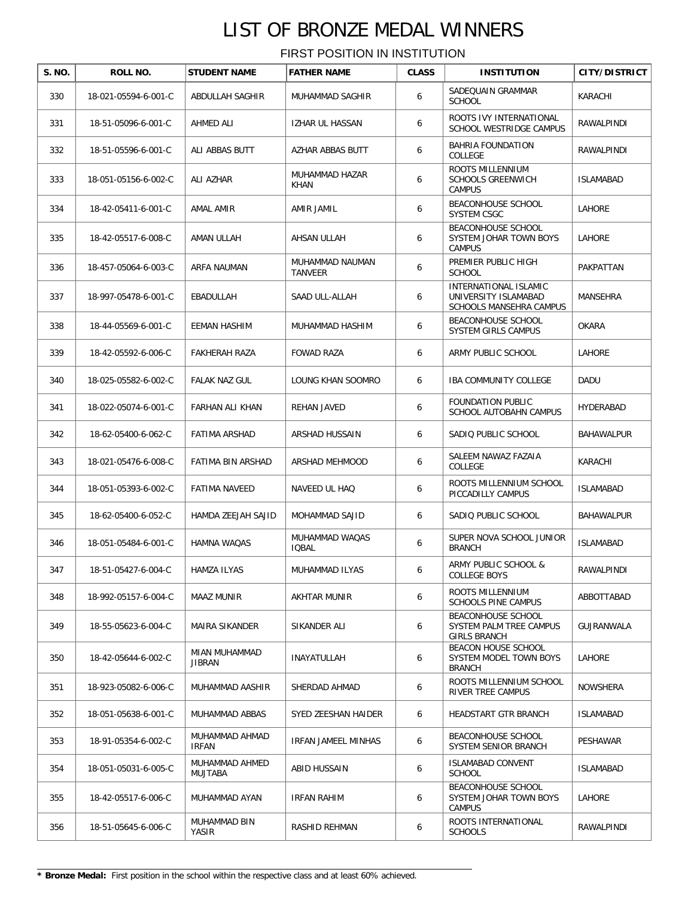# LIST OF BRONZE MEDAL WINNERS

FIRST POSITION IN INSTITUTION

| S. NO. | ROLL NO. | STUDENT NAME | FATHER NAME | CLASS | INSTITUTION | CITY/DISTRICT |
|---|---|---|---|---|---|---|
| 330 | 18-021-05594-6-001-C | ABDULLAH SAGHIR | MUHAMMAD SAGHIR | 6 | SADEQUAIN GRAMMAR SCHOOL | KARACHI |
| 331 | 18-51-05096-6-001-C | AHMED ALI | IZHAR UL HASSAN | 6 | ROOTS IVY INTERNATIONAL SCHOOL WESTRIDGE CAMPUS | RAWALPINDI |
| 332 | 18-51-05596-6-001-C | ALI ABBAS BUTT | AZHAR ABBAS BUTT | 6 | BAHRIA FOUNDATION COLLEGE | RAWALPINDI |
| 333 | 18-051-05156-6-002-C | ALI AZHAR | MUHAMMAD HAZAR KHAN | 6 | ROOTS MILLENNIUM SCHOOLS GREENWICH CAMPUS | ISLAMABAD |
| 334 | 18-42-05411-6-001-C | AMAL AMIR | AMIR JAMIL | 6 | BEACONHOUSE SCHOOL SYSTEM CSGC | LAHORE |
| 335 | 18-42-05517-6-008-C | AMAN ULLAH | AHSAN ULLAH | 6 | BEACONHOUSE SCHOOL SYSTEM JOHAR TOWN BOYS CAMPUS | LAHORE |
| 336 | 18-457-05064-6-003-C | ARFA NAUMAN | MUHAMMAD NAUMAN TANVEER | 6 | PREMIER PUBLIC HIGH SCHOOL | PAKPATTAN |
| 337 | 18-997-05478-6-001-C | EBADULLAH | SAAD ULL-ALLAH | 6 | INTERNATIONAL ISLAMIC UNIVERSITY ISLAMABAD SCHOOLS MANSEHRA CAMPUS | MANSEHRA |
| 338 | 18-44-05569-6-001-C | EEMAN HASHIM | MUHAMMAD HASHIM | 6 | BEACONHOUSE SCHOOL SYSTEM GIRLS CAMPUS | OKARA |
| 339 | 18-42-05592-6-006-C | FAKHERAH RAZA | FOWAD RAZA | 6 | ARMY PUBLIC SCHOOL | LAHORE |
| 340 | 18-025-05582-6-002-C | FALAK NAZ GUL | LOUNG KHAN SOOMRO | 6 | IBA COMMUNITY COLLEGE | DADU |
| 341 | 18-022-05074-6-001-C | FARHAN ALI KHAN | REHAN JAVED | 6 | FOUNDATION PUBLIC SCHOOL AUTOBAHN CAMPUS | HYDERABAD |
| 342 | 18-62-05400-6-062-C | FATIMA ARSHAD | ARSHAD HUSSAIN | 6 | SADIQ PUBLIC SCHOOL | BAHAWALPUR |
| 343 | 18-021-05476-6-008-C | FATIMA BIN ARSHAD | ARSHAD MEHMOOD | 6 | SALEEM NAWAZ FAZAIA COLLEGE | KARACHI |
| 344 | 18-051-05393-6-002-C | FATIMA NAVEED | NAVEED UL HAQ | 6 | ROOTS MILLENNIUM SCHOOL PICCADILLY CAMPUS | ISLAMABAD |
| 345 | 18-62-05400-6-052-C | HAMDA ZEEJAH SAJID | MOHAMMAD SAJID | 6 | SADIQ PUBLIC SCHOOL | BAHAWALPUR |
| 346 | 18-051-05484-6-001-C | HAMNA WAQAS | MUHAMMAD WAQAS IQBAL | 6 | SUPER NOVA SCHOOL JUNIOR BRANCH | ISLAMABAD |
| 347 | 18-51-05427-6-004-C | HAMZA ILYAS | MUHAMMAD ILYAS | 6 | ARMY PUBLIC SCHOOL & COLLEGE BOYS | RAWALPINDI |
| 348 | 18-992-05157-6-004-C | MAAZ MUNIR | AKHTAR MUNIR | 6 | ROOTS MILLENNIUM SCHOOLS PINE CAMPUS | ABBOTTABAD |
| 349 | 18-55-05623-6-004-C | MAIRA SIKANDER | SIKANDER ALI | 6 | BEACONHOUSE SCHOOL SYSTEM PALM TREE CAMPUS GIRLS BRANCH | GUJRANWALA |
| 350 | 18-42-05644-6-002-C | MIAN MUHAMMAD JIBRAN | INAYATULLAH | 6 | BEACON HOUSE SCHOOL SYSTEM MODEL TOWN BOYS BRANCH | LAHORE |
| 351 | 18-923-05082-6-006-C | MUHAMMAD AASHIR | SHERDAD AHMAD | 6 | ROOTS MILLENNIUM SCHOOL RIVER TREE CAMPUS | NOWSHERA |
| 352 | 18-051-05638-6-001-C | MUHAMMAD ABBAS | SYED ZEESHAN HAIDER | 6 | HEADSTART GTR BRANCH | ISLAMABAD |
| 353 | 18-91-05354-6-002-C | MUHAMMAD AHMAD IRFAN | IRFAN JAMEEL MINHAS | 6 | BEACONHOUSE SCHOOL SYSTEM SENIOR BRANCH | PESHAWAR |
| 354 | 18-051-05031-6-005-C | MUHAMMAD AHMED MUJTABA | ABID HUSSAIN | 6 | ISLAMABAD CONVENT SCHOOL | ISLAMABAD |
| 355 | 18-42-05517-6-006-C | MUHAMMAD AYAN | IRFAN RAHIM | 6 | BEACONHOUSE SCHOOL SYSTEM JOHAR TOWN BOYS CAMPUS | LAHORE |
| 356 | 18-51-05645-6-006-C | MUHAMMAD BIN YASIR | RASHID REHMAN | 6 | ROOTS INTERNATIONAL SCHOOLS | RAWALPINDI |

**\* Bronze Medal:** First position in the school within the respective class and at least 60% achieved.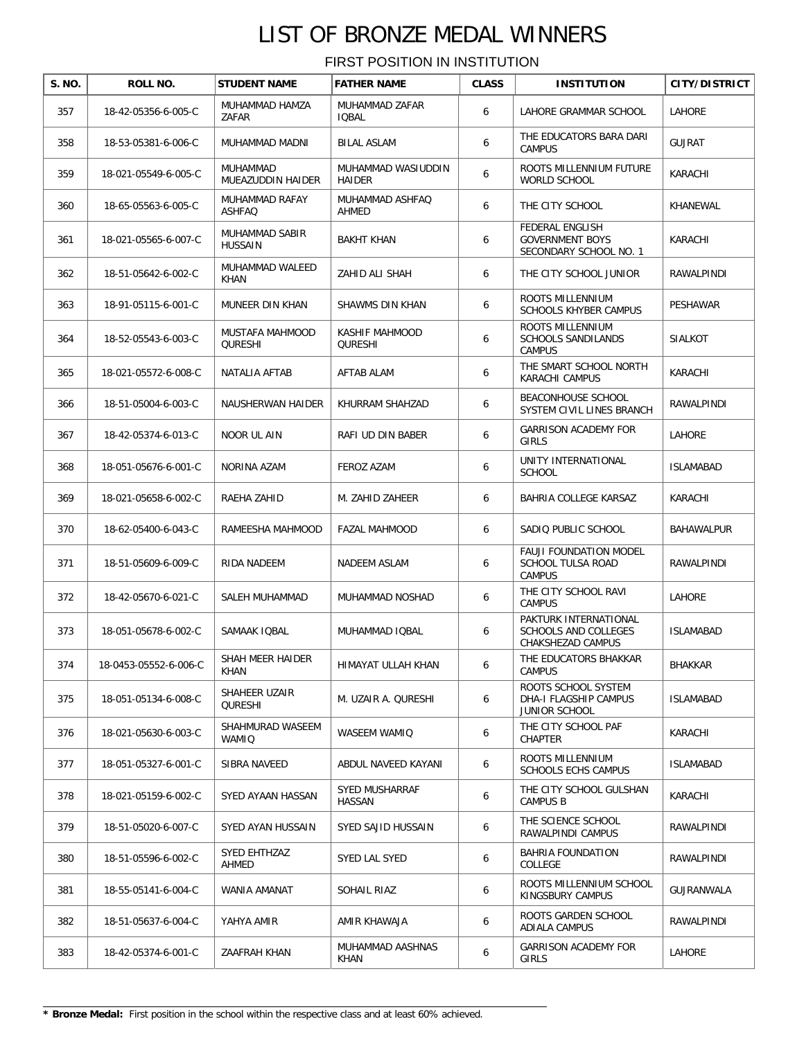# LIST OF BRONZE MEDAL WINNERS

FIRST POSITION IN INSTITUTION

| S. NO. | ROLL NO. | STUDENT NAME | FATHER NAME | CLASS | INSTITUTION | CITY/DISTRICT |
|---|---|---|---|---|---|---|
| 357 | 18-42-05356-6-005-C | MUHAMMAD HAMZA ZAFAR | MUHAMMAD ZAFAR IQBAL | 6 | LAHORE GRAMMAR SCHOOL | LAHORE |
| 358 | 18-53-05381-6-006-C | MUHAMMAD MADNI | BILAL ASLAM | 6 | THE EDUCATORS BARA DARI CAMPUS | GUJRAT |
| 359 | 18-021-05549-6-005-C | MUHAMMAD MUEAZUDDIN HAIDER | MUHAMMAD WASIUDDIN HAIDER | 6 | ROOTS MILLENNIUM FUTURE WORLD SCHOOL | KARACHI |
| 360 | 18-65-05563-6-005-C | MUHAMMAD RAFAY ASHFAQ | MUHAMMAD ASHFAQ AHMED | 6 | THE CITY SCHOOL | KHANEWAL |
| 361 | 18-021-05565-6-007-C | MUHAMMAD SABIR HUSSAIN | BAKHT KHAN | 6 | FEDERAL ENGLISH GOVERNMENT BOYS SECONDARY SCHOOL NO. 1 | KARACHI |
| 362 | 18-51-05642-6-002-C | MUHAMMAD WALEED KHAN | ZAHID ALI SHAH | 6 | THE CITY SCHOOL JUNIOR | RAWALPINDI |
| 363 | 18-91-05115-6-001-C | MUNEER DIN KHAN | SHAWMS DIN KHAN | 6 | ROOTS MILLENNIUM SCHOOLS KHYBER CAMPUS | PESHAWAR |
| 364 | 18-52-05543-6-003-C | MUSTAFA MAHMOOD QURESHI | KASHIF MAHMOOD QURESHI | 6 | ROOTS MILLENNIUM SCHOOLS SANDILANDS CAMPUS | SIALKOT |
| 365 | 18-021-05572-6-008-C | NATALIA AFTAB | AFTAB ALAM | 6 | THE SMART SCHOOL NORTH KARACHI CAMPUS | KARACHI |
| 366 | 18-51-05004-6-003-C | NAUSHERWAN HAIDER | KHURRAM SHAHZAD | 6 | BEACONHOUSE SCHOOL SYSTEM CIVIL LINES BRANCH | RAWALPINDI |
| 367 | 18-42-05374-6-013-C | NOOR UL AIN | RAFI UD DIN BABER | 6 | GARRISON ACADEMY FOR GIRLS | LAHORE |
| 368 | 18-051-05676-6-001-C | NORINA AZAM | FEROZ AZAM | 6 | UNITY INTERNATIONAL SCHOOL | ISLAMABAD |
| 369 | 18-021-05658-6-002-C | RAEHA ZAHID | M. ZAHID ZAHEER | 6 | BAHRIA COLLEGE KARSAZ | KARACHI |
| 370 | 18-62-05400-6-043-C | RAMEESHA MAHMOOD | FAZAL MAHMOOD | 6 | SADIQ PUBLIC SCHOOL | BAHAWALPUR |
| 371 | 18-51-05609-6-009-C | RIDA NADEEM | NADEEM ASLAM | 6 | FAUJI FOUNDATION MODEL SCHOOL TULSA ROAD CAMPUS | RAWALPINDI |
| 372 | 18-42-05670-6-021-C | SALEH MUHAMMAD | MUHAMMAD NOSHAD | 6 | THE CITY SCHOOL RAVI CAMPUS | LAHORE |
| 373 | 18-051-05678-6-002-C | SAMAAK IQBAL | MUHAMMAD IQBAL | 6 | PAKTURK INTERNATIONAL SCHOOLS AND COLLEGES CHAKSHEZAD CAMPUS | ISLAMABAD |
| 374 | 18-0453-05552-6-006-C | SHAH MEER HAIDER KHAN | HIMAYAT ULLAH KHAN | 6 | THE EDUCATORS BHAKKAR CAMPUS | BHAKKAR |
| 375 | 18-051-05134-6-008-C | SHAHEER UZAIR QURESHI | M. UZAIR A. QURESHI | 6 | ROOTS SCHOOL SYSTEM DHA-I FLAGSHIP CAMPUS JUNIOR SCHOOL | ISLAMABAD |
| 376 | 18-021-05630-6-003-C | SHAHMURAD WASEEM WAMIQ | WASEEM WAMIQ | 6 | THE CITY SCHOOL PAF CHAPTER | KARACHI |
| 377 | 18-051-05327-6-001-C | SIBRA NAVEED | ABDUL NAVEED KAYANI | 6 | ROOTS MILLENNIUM SCHOOLS ECHS CAMPUS | ISLAMABAD |
| 378 | 18-021-05159-6-002-C | SYED AYAAN HASSAN | SYED MUSHARRAF HASSAN | 6 | THE CITY SCHOOL GULSHAN CAMPUS B | KARACHI |
| 379 | 18-51-05020-6-007-C | SYED AYAN HUSSAIN | SYED SAJID HUSSAIN | 6 | THE SCIENCE SCHOOL RAWALPINDI CAMPUS | RAWALPINDI |
| 380 | 18-51-05596-6-002-C | SYED EHTHZAZ AHMED | SYED LAL SYED | 6 | BAHRIA FOUNDATION COLLEGE | RAWALPINDI |
| 381 | 18-55-05141-6-004-C | WANIA AMANAT | SOHAIL RIAZ | 6 | ROOTS MILLENNIUM SCHOOL KINGSBURY CAMPUS | GUJRANWALA |
| 382 | 18-51-05637-6-004-C | YAHYA AMIR | AMIR KHAWAJA | 6 | ROOTS GARDEN SCHOOL ADIALA CAMPUS | RAWALPINDI |
| 383 | 18-42-05374-6-001-C | ZAAFRAH KHAN | MUHAMMAD AASHNAS KHAN | 6 | GARRISON ACADEMY FOR GIRLS | LAHORE |

**\* Bronze Medal:** First position in the school within the respective class and at least 60% achieved.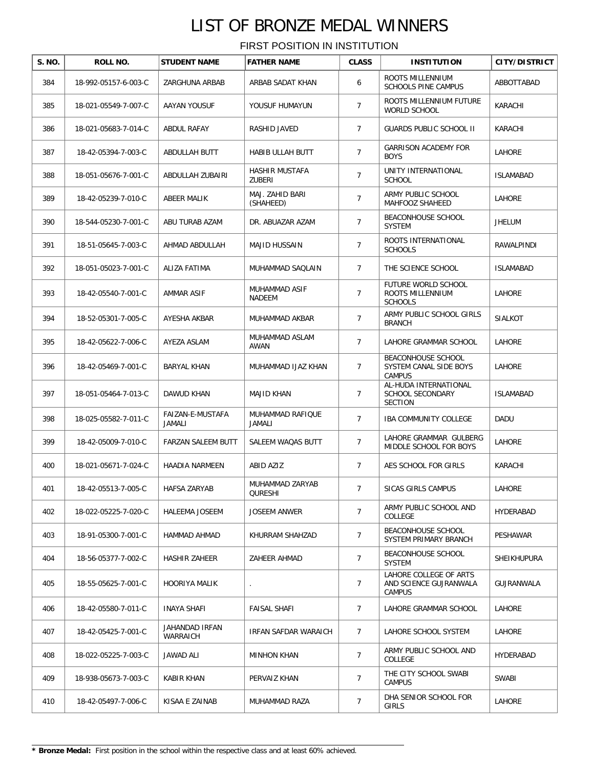# LIST OF BRONZE MEDAL WINNERS

## FIRST POSITION IN INSTITUTION

| S. NO. | ROLL NO. | STUDENT NAME | FATHER NAME | CLASS | INSTITUTION | CITY/DISTRICT |
|---|---|---|---|---|---|---|
| 384 | 18-992-05157-6-003-C | ZARGHUNA ARBAB | ARBAB SADAT KHAN | 6 | ROOTS MILLENNIUM SCHOOLS PINE CAMPUS | ABBOTTABAD |
| 385 | 18-021-05549-7-007-C | AAYAN YOUSUF | YOUSUF HUMAYUN | 7 | ROOTS MILLENNIUM FUTURE WORLD SCHOOL | KARACHI |
| 386 | 18-021-05683-7-014-C | ABDUL RAFAY | RASHID JAVED | 7 | GUARDS PUBLIC SCHOOL II | KARACHI |
| 387 | 18-42-05394-7-003-C | ABDULLAH BUTT | HABIB ULLAH BUTT | 7 | GARRISON ACADEMY FOR BOYS | LAHORE |
| 388 | 18-051-05676-7-001-C | ABDULLAH ZUBAIRI | HASHIR MUSTAFA ZUBERI | 7 | UNITY INTERNATIONAL SCHOOL | ISLAMABAD |
| 389 | 18-42-05239-7-010-C | ABEER MALIK | MAJ. ZAHID BARI (SHAHEED) | 7 | ARMY PUBLIC SCHOOL MAHFOOZ SHAHEED | LAHORE |
| 390 | 18-544-05230-7-001-C | ABU TURAB AZAM | DR. ABUAZAR AZAM | 7 | BEACONHOUSE SCHOOL SYSTEM | JHELUM |
| 391 | 18-51-05645-7-003-C | AHMAD ABDULLAH | MAJID HUSSAIN | 7 | ROOTS INTERNATIONAL SCHOOLS | RAWALPINDI |
| 392 | 18-051-05023-7-001-C | ALIZA FATIMA | MUHAMMAD SAQLAIN | 7 | THE SCIENCE SCHOOL | ISLAMABAD |
| 393 | 18-42-05540-7-001-C | AMMAR ASIF | MUHAMMAD ASIF NADEEM | 7 | FUTURE WORLD SCHOOL ROOTS MILLENNIUM SCHOOLS | LAHORE |
| 394 | 18-52-05301-7-005-C | AYESHA AKBAR | MUHAMMAD AKBAR | 7 | ARMY PUBLIC SCHOOL GIRLS BRANCH | SIALKOT |
| 395 | 18-42-05622-7-006-C | AYEZA ASLAM | MUHAMMAD ASLAM AWAN | 7 | LAHORE GRAMMAR SCHOOL | LAHORE |
| 396 | 18-42-05469-7-001-C | BARYAL KHAN | MUHAMMAD IJAZ KHAN | 7 | BEACONHOUSE SCHOOL SYSTEM CANAL SIDE BOYS CAMPUS | LAHORE |
| 397 | 18-051-05464-7-013-C | DAWUD KHAN | MAJID KHAN | 7 | AL-HUDA INTERNATIONAL SCHOOL SECONDARY SECTION | ISLAMABAD |
| 398 | 18-025-05582-7-011-C | FAIZAN-E-MUSTAFA JAMALI | MUHAMMAD RAFIQUE JAMALI | 7 | IBA COMMUNITY COLLEGE | DADU |
| 399 | 18-42-05009-7-010-C | FARZAN SALEEM BUTT | SALEEM WAQAS BUTT | 7 | LAHORE GRAMMAR GULBERG MIDDLE SCHOOL FOR BOYS | LAHORE |
| 400 | 18-021-05671-7-024-C | HAADIA NARMEEN | ABID AZIZ | 7 | AES SCHOOL FOR GIRLS | KARACHI |
| 401 | 18-42-05513-7-005-C | HAFSA ZARYAB | MUHAMMAD ZARYAB QURESHI | 7 | SICAS GIRLS CAMPUS | LAHORE |
| 402 | 18-022-05225-7-020-C | HALEEMA JOSEEM | JOSEEM ANWER | 7 | ARMY PUBLIC SCHOOL AND COLLEGE | HYDERABAD |
| 403 | 18-91-05300-7-001-C | HAMMAD AHMAD | KHURRAM SHAHZAD | 7 | BEACONHOUSE SCHOOL SYSTEM PRIMARY BRANCH | PESHAWAR |
| 404 | 18-56-05377-7-002-C | HASHIR ZAHEER | ZAHEER AHMAD | 7 | BEACONHOUSE SCHOOL SYSTEM | SHEIKHUPURA |
| 405 | 18-55-05625-7-001-C | HOORIYA MALIK | . | 7 | LAHORE COLLEGE OF ARTS AND SCIENCE GUJRANWALA CAMPUS | GUJRANWALA |
| 406 | 18-42-05580-7-011-C | INAYA SHAFI | FAISAL SHAFI | 7 | LAHORE GRAMMAR SCHOOL | LAHORE |
| 407 | 18-42-05425-7-001-C | JAHANDAD IRFAN WARRAICH | IRFAN SAFDAR WARAICH | 7 | LAHORE SCHOOL SYSTEM | LAHORE |
| 408 | 18-022-05225-7-003-C | JAWAD ALI | MINHON KHAN | 7 | ARMY PUBLIC SCHOOL AND COLLEGE | HYDERABAD |
| 409 | 18-938-05673-7-003-C | KABIR KHAN | PERVAIZ KHAN | 7 | THE CITY SCHOOL SWABI CAMPUS | SWABI |
| 410 | 18-42-05497-7-006-C | KISAA E ZAINAB | MUHAMMAD RAZA | 7 | DHA SENIOR SCHOOL FOR GIRLS | LAHORE |

* **Bronze Medal:** First position in the school within the respective class and at least 60% achieved.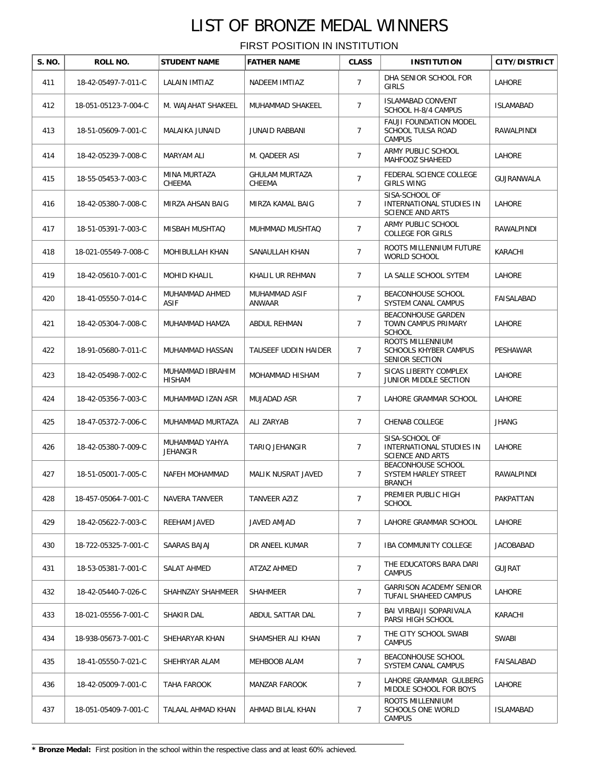# LIST OF BRONZE MEDAL WINNERS

FIRST POSITION IN INSTITUTION

| S. NO. | ROLL NO. | STUDENT NAME | FATHER NAME | CLASS | INSTITUTION | CITY/DISTRICT |
|---|---|---|---|---|---|---|
| 411 | 18-42-05497-7-011-C | LALAIN IMTIAZ | NADEEM IMTIAZ | 7 | DHA SENIOR SCHOOL FOR GIRLS | LAHORE |
| 412 | 18-051-05123-7-004-C | M. WAJAHAT SHAKEEL | MUHAMMAD SHAKEEL | 7 | ISLAMABAD CONVENT SCHOOL H-8/4 CAMPUS | ISLAMABAD |
| 413 | 18-51-05609-7-001-C | MALAIKA JUNAID | JUNAID RABBANI | 7 | FAUJI FOUNDATION MODEL SCHOOL TULSA ROAD CAMPUS | RAWALPINDI |
| 414 | 18-42-05239-7-008-C | MARYAM ALI | M. QADEER ASI | 7 | ARMY PUBLIC SCHOOL MAHFOOZ SHAHEED | LAHORE |
| 415 | 18-55-05453-7-003-C | MINA MURTAZA CHEEMA | GHULAM MURTAZA CHEEMA | 7 | FEDERAL SCIENCE COLLEGE GIRLS WING | GUJRANWALA |
| 416 | 18-42-05380-7-008-C | MIRZA AHSAN BAIG | MIRZA KAMAL BAIG | 7 | SISA-SCHOOL OF INTERNATIONAL STUDIES IN SCIENCE AND ARTS | LAHORE |
| 417 | 18-51-05391-7-003-C | MISBAH MUSHTAQ | MUHMMAD MUSHTAQ | 7 | ARMY PUBLIC SCHOOL COLLEGE FOR GIRLS | RAWALPINDI |
| 418 | 18-021-05549-7-008-C | MOHIBULLAH KHAN | SANAULLAH KHAN | 7 | ROOTS MILLENNIUM FUTURE WORLD SCHOOL | KARACHI |
| 419 | 18-42-05610-7-001-C | MOHID KHALIL | KHALIL UR REHMAN | 7 | LA SALLE SCHOOL SYTEM | LAHORE |
| 420 | 18-41-05550-7-014-C | MUHAMMAD AHMED ASIF | MUHAMMAD ASIF ANWAAR | 7 | BEACONHOUSE SCHOOL SYSTEM CANAL CAMPUS | FAISALABAD |
| 421 | 18-42-05304-7-008-C | MUHAMMAD HAMZA | ABDUL REHMAN | 7 | BEACONHOUSE GARDEN TOWN CAMPUS PRIMARY SCHOOL | LAHORE |
| 422 | 18-91-05680-7-011-C | MUHAMMAD HASSAN | TAUSEEF UDDIN HAIDER | 7 | ROOTS MILLENNIUM SCHOOLS KHYBER CAMPUS SENIOR SECTION | PESHAWAR |
| 423 | 18-42-05498-7-002-C | MUHAMMAD IBRAHIM HISHAM | MOHAMMAD HISHAM | 7 | SICAS LIBERTY COMPLEX JUNIOR MIDDLE SECTION | LAHORE |
| 424 | 18-42-05356-7-003-C | MUHAMMAD IZAN ASR | MUJADAD ASR | 7 | LAHORE GRAMMAR SCHOOL | LAHORE |
| 425 | 18-47-05372-7-006-C | MUHAMMAD MURTAZA | ALI ZARYAB | 7 | CHENAB COLLEGE | JHANG |
| 426 | 18-42-05380-7-009-C | MUHAMMAD YAHYA JEHANGIR | TARIQ JEHANGIR | 7 | SISA-SCHOOL OF INTERNATIONAL STUDIES IN SCIENCE AND ARTS | LAHORE |
| 427 | 18-51-05001-7-005-C | NAFEH MOHAMMAD | MALIK NUSRAT JAVED | 7 | BEACONHOUSE SCHOOL SYSTEM HARLEY STREET BRANCH | RAWALPINDI |
| 428 | 18-457-05064-7-001-C | NAVERA TANVEER | TANVEER AZIZ | 7 | PREMIER PUBLIC HIGH SCHOOL | PAKPATTAN |
| 429 | 18-42-05622-7-003-C | REEHAM JAVED | JAVED AMJAD | 7 | LAHORE GRAMMAR SCHOOL | LAHORE |
| 430 | 18-722-05325-7-001-C | SAARAS BAJAJ | DR ANEEL KUMAR | 7 | IBA COMMUNITY COLLEGE | JACOBABAD |
| 431 | 18-53-05381-7-001-C | SALAT AHMED | ATZAZ AHMED | 7 | THE EDUCATORS BARA DARI CAMPUS | GUJRAT |
| 432 | 18-42-05440-7-026-C | SHAHNZAY SHAHMEER | SHAHMEER | 7 | GARRISON ACADEMY SENIOR TUFAIL SHAHEED CAMPUS | LAHORE |
| 433 | 18-021-05556-7-001-C | SHAKIR DAL | ABDUL SATTAR DAL | 7 | BAI VIRBAIJI SOPARIVALA PARSI HIGH SCHOOL | KARACHI |
| 434 | 18-938-05673-7-001-C | SHEHARYAR KHAN | SHAMSHER ALI KHAN | 7 | THE CITY SCHOOL SWABI CAMPUS | SWABI |
| 435 | 18-41-05550-7-021-C | SHEHRYAR ALAM | MEHBOOB ALAM | 7 | BEACONHOUSE SCHOOL SYSTEM CANAL CAMPUS | FAISALABAD |
| 436 | 18-42-05009-7-001-C | TAHA FAROOK | MANZAR FAROOK | 7 | LAHORE GRAMMAR GULBERG MIDDLE SCHOOL FOR BOYS | LAHORE |
| 437 | 18-051-05409-7-001-C | TALAAL AHMAD KHAN | AHMAD BILAL KHAN | 7 | ROOTS MILLENNIUM SCHOOLS ONE WORLD CAMPUS | ISLAMABAD |

* **Bronze Medal:** First position in the school within the respective class and at least 60% achieved.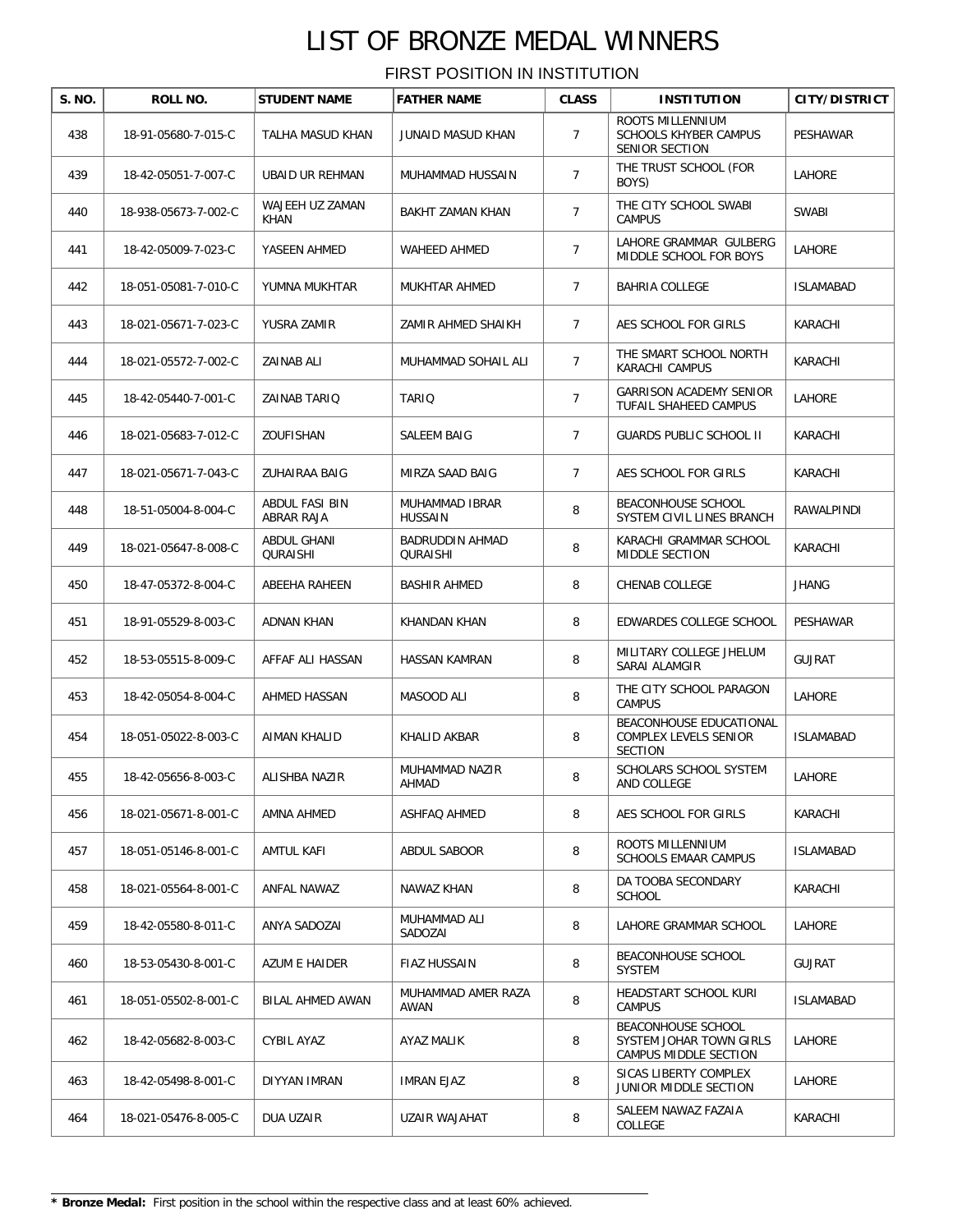# LIST OF BRONZE MEDAL WINNERS

FIRST POSITION IN INSTITUTION

| S. NO. | ROLL NO. | STUDENT NAME | FATHER NAME | CLASS | INSTITUTION | CITY/DISTRICT |
|---|---|---|---|---|---|---|
| 438 | 18-91-05680-7-015-C | TALHA MASUD KHAN | JUNAID MASUD KHAN | 7 | ROOTS MILLENNIUM SCHOOLS KHYBER CAMPUS SENIOR SECTION | PESHAWAR |
| 439 | 18-42-05051-7-007-C | UBAID UR REHMAN | MUHAMMAD HUSSAIN | 7 | THE TRUST SCHOOL (FOR BOYS) | LAHORE |
| 440 | 18-938-05673-7-002-C | WAJEEH UZ ZAMAN KHAN | BAKHT ZAMAN KHAN | 7 | THE CITY SCHOOL SWABI CAMPUS | SWABI |
| 441 | 18-42-05009-7-023-C | YASEEN AHMED | WAHEED AHMED | 7 | LAHORE GRAMMAR GULBERG MIDDLE SCHOOL FOR BOYS | LAHORE |
| 442 | 18-051-05081-7-010-C | YUMNA MUKHTAR | MUKHTAR AHMED | 7 | BAHRIA COLLEGE | ISLAMABAD |
| 443 | 18-021-05671-7-023-C | YUSRA ZAMIR | ZAMIR AHMED SHAIKH | 7 | AES SCHOOL FOR GIRLS | KARACHI |
| 444 | 18-021-05572-7-002-C | ZAINAB ALI | MUHAMMAD SOHAIL ALI | 7 | THE SMART SCHOOL NORTH KARACHI CAMPUS | KARACHI |
| 445 | 18-42-05440-7-001-C | ZAINAB TARIQ | TARIQ | 7 | GARRISON ACADEMY SENIOR TUFAIL SHAHEED CAMPUS | LAHORE |
| 446 | 18-021-05683-7-012-C | ZOUFISHAN | SALEEM BAIG | 7 | GUARDS PUBLIC SCHOOL II | KARACHI |
| 447 | 18-021-05671-7-043-C | ZUHAIRAA BAIG | MIRZA SAAD BAIG | 7 | AES SCHOOL FOR GIRLS | KARACHI |
| 448 | 18-51-05004-8-004-C | ABDUL FASI BIN ABRAR RAJA | MUHAMMAD IBRAR HUSSAIN | 8 | BEACONHOUSE SCHOOL SYSTEM CIVIL LINES BRANCH | RAWALPINDI |
| 449 | 18-021-05647-8-008-C | ABDUL GHANI QURAISHI | BADRUDDIN AHMAD QURAISHI | 8 | KARACHI GRAMMAR SCHOOL MIDDLE SECTION | KARACHI |
| 450 | 18-47-05372-8-004-C | ABEEHA RAHEEN | BASHIR AHMED | 8 | CHENAB COLLEGE | JHANG |
| 451 | 18-91-05529-8-003-C | ADNAN KHAN | KHANDAN KHAN | 8 | EDWARDES COLLEGE SCHOOL | PESHAWAR |
| 452 | 18-53-05515-8-009-C | AFFAF ALI HASSAN | HASSAN KAMRAN | 8 | MILITARY COLLEGE JHELUM SARAI ALAMGIR | GUJRAT |
| 453 | 18-42-05054-8-004-C | AHMED HASSAN | MASOOD ALI | 8 | THE CITY SCHOOL PARAGON CAMPUS | LAHORE |
| 454 | 18-051-05022-8-003-C | AIMAN KHALID | KHALID AKBAR | 8 | BEACONHOUSE EDUCATIONAL COMPLEX LEVELS SENIOR SECTION | ISLAMABAD |
| 455 | 18-42-05656-8-003-C | ALISHBA NAZIR | MUHAMMAD NAZIR AHMAD | 8 | SCHOLARS SCHOOL SYSTEM AND COLLEGE | LAHORE |
| 456 | 18-021-05671-8-001-C | AMNA AHMED | ASHFAQ AHMED | 8 | AES SCHOOL FOR GIRLS | KARACHI |
| 457 | 18-051-05146-8-001-C | AMTUL KAFI | ABDUL SABOOR | 8 | ROOTS MILLENNIUM SCHOOLS EMAAR CAMPUS | ISLAMABAD |
| 458 | 18-021-05564-8-001-C | ANFAL NAWAZ | NAWAZ KHAN | 8 | DA TOOBA SECONDARY SCHOOL | KARACHI |
| 459 | 18-42-05580-8-011-C | ANYA SADOZAI | MUHAMMAD ALI SADOZAI | 8 | LAHORE GRAMMAR SCHOOL | LAHORE |
| 460 | 18-53-05430-8-001-C | AZUM E HAIDER | FIAZ HUSSAIN | 8 | BEACONHOUSE SCHOOL SYSTEM | GUJRAT |
| 461 | 18-051-05502-8-001-C | BILAL AHMED AWAN | MUHAMMAD AMER RAZA AWAN | 8 | HEADSTART SCHOOL KURI CAMPUS | ISLAMABAD |
| 462 | 18-42-05682-8-003-C | CYBIL AYAZ | AYAZ MALIK | 8 | BEACONHOUSE SCHOOL SYSTEM JOHAR TOWN GIRLS CAMPUS MIDDLE SECTION | LAHORE |
| 463 | 18-42-05498-8-001-C | DIYYAN IMRAN | IMRAN EJAZ | 8 | SICAS LIBERTY COMPLEX JUNIOR MIDDLE SECTION | LAHORE |
| 464 | 18-021-05476-8-005-C | DUA UZAIR | UZAIR WAJAHAT | 8 | SALEEM NAWAZ FAZAIA COLLEGE | KARACHI |

* **Bronze Medal:** First position in the school within the respective class and at least 60% achieved.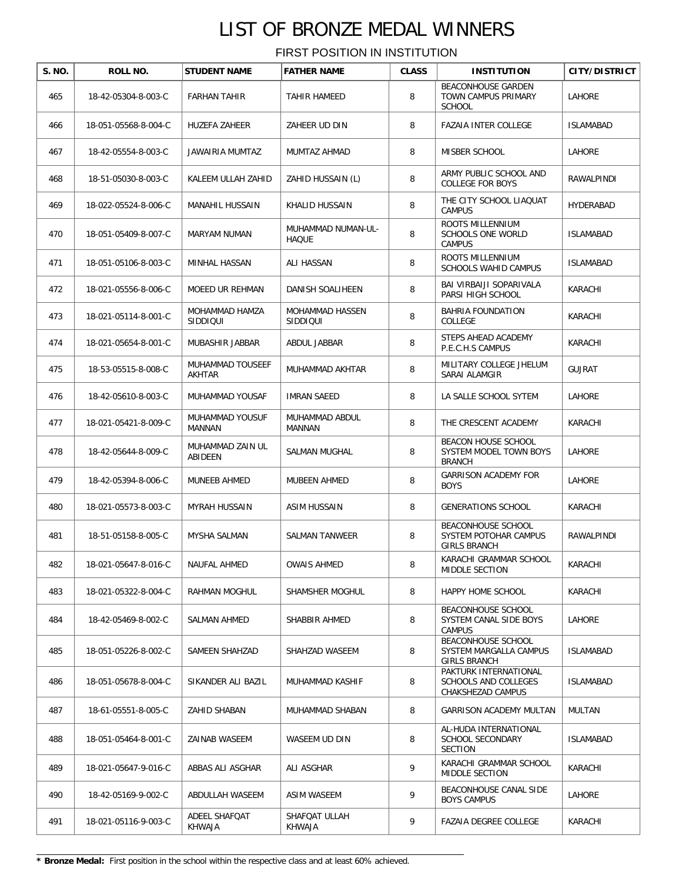# LIST OF BRONZE MEDAL WINNERS

## FIRST POSITION IN INSTITUTION

| S. NO. | ROLL NO. | STUDENT NAME | FATHER NAME | CLASS | INSTITUTION | CITY/DISTRICT |
|---|---|---|---|---|---|---|
| 465 | 18-42-05304-8-003-C | FARHAN TAHIR | TAHIR HAMEED | 8 | BEACONHOUSE GARDEN TOWN CAMPUS PRIMARY SCHOOL | LAHORE |
| 466 | 18-051-05568-8-004-C | HUZEFA ZAHEER | ZAHEER UD DIN | 8 | FAZAIA INTER COLLEGE | ISLAMABAD |
| 467 | 18-42-05554-8-003-C | JAWAIRIA MUMTAZ | MUMTAZ AHMAD | 8 | MISBER SCHOOL | LAHORE |
| 468 | 18-51-05030-8-003-C | KALEEM ULLAH ZAHID | ZAHID HUSSAIN (L) | 8 | ARMY PUBLIC SCHOOL AND COLLEGE FOR BOYS | RAWALPINDI |
| 469 | 18-022-05524-8-006-C | MANAHIL HUSSAIN | KHALID HUSSAIN | 8 | THE CITY SCHOOL LIAQUAT CAMPUS | HYDERABAD |
| 470 | 18-051-05409-8-007-C | MARYAM NUMAN | MUHAMMAD NUMAN-UL-HAQUE | 8 | ROOTS MILLENNIUM SCHOOLS ONE WORLD CAMPUS | ISLAMABAD |
| 471 | 18-051-05106-8-003-C | MINHAL HASSAN | ALI HASSAN | 8 | ROOTS MILLENNIUM SCHOOLS WAHID CAMPUS | ISLAMABAD |
| 472 | 18-021-05556-8-006-C | MOEED UR REHMAN | DANISH SOALIHEEN | 8 | BAI VIRBAIJI SOPARIVALA PARSI HIGH SCHOOL | KARACHI |
| 473 | 18-021-05114-8-001-C | MOHAMMAD HAMZA SIDDIQUI | MOHAMMAD HASSEN SIDDIQUI | 8 | BAHRIA FOUNDATION COLLEGE | KARACHI |
| 474 | 18-021-05654-8-001-C | MUBASHIR JABBAR | ABDUL JABBAR | 8 | STEPS AHEAD ACADEMY P.E.C.H.S CAMPUS | KARACHI |
| 475 | 18-53-05515-8-008-C | MUHAMMAD TOUSEEF AKHTAR | MUHAMMAD AKHTAR | 8 | MILITARY COLLEGE JHELUM SARAI ALAMGIR | GUJRAT |
| 476 | 18-42-05610-8-003-C | MUHAMMAD YOUSAF | IMRAN SAEED | 8 | LA SALLE SCHOOL SYTEM | LAHORE |
| 477 | 18-021-05421-8-009-C | MUHAMMAD YOUSUF MANNAN | MUHAMMAD ABDUL MANNAN | 8 | THE CRESCENT ACADEMY | KARACHI |
| 478 | 18-42-05644-8-009-C | MUHAMMAD ZAIN UL ABIDEEN | SALMAN MUGHAL | 8 | BEACON HOUSE SCHOOL SYSTEM MODEL TOWN BOYS BRANCH | LAHORE |
| 479 | 18-42-05394-8-006-C | MUNEEB AHMED | MUBEEN AHMED | 8 | GARRISON ACADEMY FOR BOYS | LAHORE |
| 480 | 18-021-05573-8-003-C | MYRAH HUSSAIN | ASIM HUSSAIN | 8 | GENERATIONS SCHOOL | KARACHI |
| 481 | 18-51-05158-8-005-C | MYSHA SALMAN | SALMAN TANWEER | 8 | BEACONHOUSE SCHOOL SYSTEM POTOHAR CAMPUS GIRLS BRANCH | RAWALPINDI |
| 482 | 18-021-05647-8-016-C | NAUFAL AHMED | OWAIS AHMED | 8 | KARACHI GRAMMAR SCHOOL MIDDLE SECTION | KARACHI |
| 483 | 18-021-05322-8-004-C | RAHMAN MOGHUL | SHAMSHER MOGHUL | 8 | HAPPY HOME SCHOOL | KARACHI |
| 484 | 18-42-05469-8-002-C | SALMAN AHMED | SHABBIR AHMED | 8 | BEACONHOUSE SCHOOL SYSTEM CANAL SIDE BOYS CAMPUS | LAHORE |
| 485 | 18-051-05226-8-002-C | SAMEEN SHAHZAD | SHAHZAD WASEEM | 8 | BEACONHOUSE SCHOOL SYSTEM MARGALLA CAMPUS GIRLS BRANCH | ISLAMABAD |
| 486 | 18-051-05678-8-004-C | SIKANDER ALI BAZIL | MUHAMMAD KASHIF | 8 | PAKTURK INTERNATIONAL SCHOOLS AND COLLEGES CHAKSHEZAD CAMPUS | ISLAMABAD |
| 487 | 18-61-05551-8-005-C | ZAHID SHABAN | MUHAMMAD SHABAN | 8 | GARRISON ACADEMY MULTAN | MULTAN |
| 488 | 18-051-05464-8-001-C | ZAINAB WASEEM | WASEEM UD DIN | 8 | AL-HUDA INTERNATIONAL SCHOOL SECONDARY SECTION | ISLAMABAD |
| 489 | 18-021-05647-9-016-C | ABBAS ALI ASGHAR | ALI ASGHAR | 9 | KARACHI GRAMMAR SCHOOL MIDDLE SECTION | KARACHI |
| 490 | 18-42-05169-9-002-C | ABDULLAH WASEEM | ASIM WASEEM | 9 | BEACONHOUSE CANAL SIDE BOYS CAMPUS | LAHORE |
| 491 | 18-021-05116-9-003-C | ADEEL SHAFQAT KHWAJA | SHAFQAT ULLAH KHWAJA | 9 | FAZAIA DEGREE COLLEGE | KARACHI |

**\* Bronze Medal:** First position in the school within the respective class and at least 60% achieved.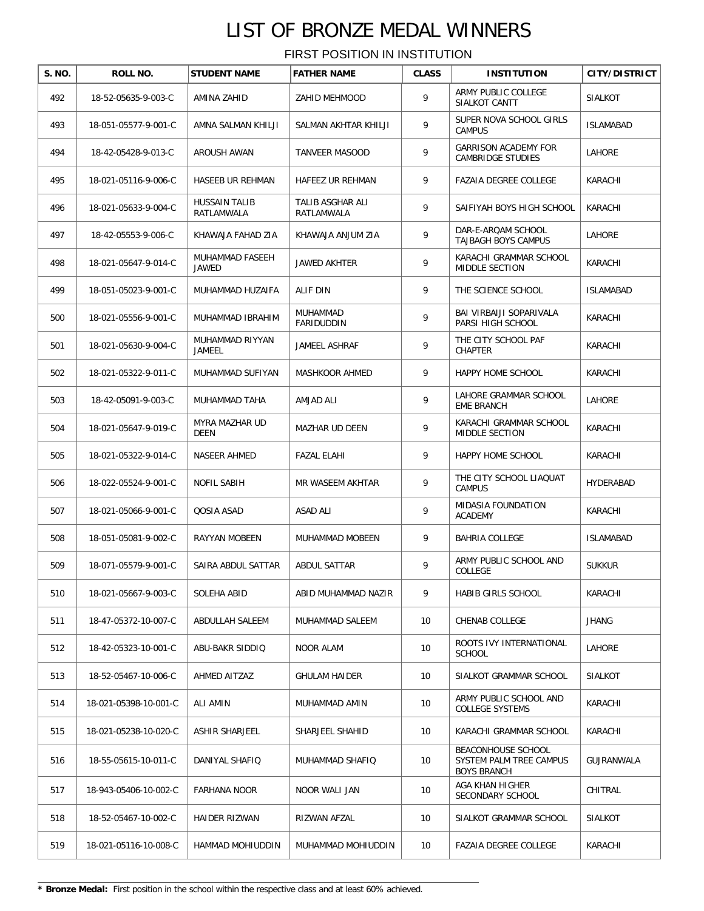# LIST OF BRONZE MEDAL WINNERS

## FIRST POSITION IN INSTITUTION

| S. NO. | ROLL NO. | STUDENT NAME | FATHER NAME | CLASS | INSTITUTION | CITY/DISTRICT |
|---|---|---|---|---|---|---|
| 492 | 18-52-05635-9-003-C | AMINA ZAHID | ZAHID MEHMOOD | 9 | ARMY PUBLIC COLLEGE SIALKOT CANTT | SIALKOT |
| 493 | 18-051-05577-9-001-C | AMNA SALMAN KHILJI | SALMAN AKHTAR KHILJI | 9 | SUPER NOVA SCHOOL GIRLS CAMPUS | ISLAMABAD |
| 494 | 18-42-05428-9-013-C | AROUSH AWAN | TANVEER MASOOD | 9 | GARRISON ACADEMY FOR CAMBRIDGE STUDIES | LAHORE |
| 495 | 18-021-05116-9-006-C | HASEEB UR REHMAN | HAFEEZ UR REHMAN | 9 | FAZAIA DEGREE COLLEGE | KARACHI |
| 496 | 18-021-05633-9-004-C | HUSSAIN TALIB RATLAMWALA | TALIB ASGHAR ALI RATLAMWALA | 9 | SAIFIYAH BOYS HIGH SCHOOL | KARACHI |
| 497 | 18-42-05553-9-006-C | KHAWAJA FAHAD ZIA | KHAWAJA ANJUM ZIA | 9 | DAR-E-ARQAM SCHOOL TAJBAGH BOYS CAMPUS | LAHORE |
| 498 | 18-021-05647-9-014-C | MUHAMMAD FASEEH JAWED | JAWED AKHTER | 9 | KARACHI GRAMMAR SCHOOL MIDDLE SECTION | KARACHI |
| 499 | 18-051-05023-9-001-C | MUHAMMAD HUZAIFA | ALIF DIN | 9 | THE SCIENCE SCHOOL | ISLAMABAD |
| 500 | 18-021-05556-9-001-C | MUHAMMAD IBRAHIM | MUHAMMAD FARIDUDDIN | 9 | BAI VIRBAIJI SOPARIVALA PARSI HIGH SCHOOL | KARACHI |
| 501 | 18-021-05630-9-004-C | MUHAMMAD RIYYAN JAMEEL | JAMEEL ASHRAF | 9 | THE CITY SCHOOL PAF CHAPTER | KARACHI |
| 502 | 18-021-05322-9-011-C | MUHAMMAD SUFIYAN | MASHKOOR AHMED | 9 | HAPPY HOME SCHOOL | KARACHI |
| 503 | 18-42-05091-9-003-C | MUHAMMAD TAHA | AMJAD ALI | 9 | LAHORE GRAMMAR SCHOOL EME BRANCH | LAHORE |
| 504 | 18-021-05647-9-019-C | MYRA MAZHAR UD DEEN | MAZHAR UD DEEN | 9 | KARACHI GRAMMAR SCHOOL MIDDLE SECTION | KARACHI |
| 505 | 18-021-05322-9-014-C | NASEER AHMED | FAZAL ELAHI | 9 | HAPPY HOME SCHOOL | KARACHI |
| 506 | 18-022-05524-9-001-C | NOFIL SABIH | MR WASEEM AKHTAR | 9 | THE CITY SCHOOL LIAQUAT CAMPUS | HYDERABAD |
| 507 | 18-021-05066-9-001-C | QOSIA ASAD | ASAD ALI | 9 | MIDASIA FOUNDATION ACADEMY | KARACHI |
| 508 | 18-051-05081-9-002-C | RAYYAN MOBEEN | MUHAMMAD MOBEEN | 9 | BAHRIA COLLEGE | ISLAMABAD |
| 509 | 18-071-05579-9-001-C | SAIRA ABDUL SATTAR | ABDUL SATTAR | 9 | ARMY PUBLIC SCHOOL AND COLLEGE | SUKKUR |
| 510 | 18-021-05667-9-003-C | SOLEHA ABID | ABID MUHAMMAD NAZIR | 9 | HABIB GIRLS SCHOOL | KARACHI |
| 511 | 18-47-05372-10-007-C | ABDULLAH SALEEM | MUHAMMAD SALEEM | 10 | CHENAB COLLEGE | JHANG |
| 512 | 18-42-05323-10-001-C | ABU-BAKR SIDDIQ | NOOR ALAM | 10 | ROOTS IVY INTERNATIONAL SCHOOL | LAHORE |
| 513 | 18-52-05467-10-006-C | AHMED AITZAZ | GHULAM HAIDER | 10 | SIALKOT GRAMMAR SCHOOL | SIALKOT |
| 514 | 18-021-05398-10-001-C | ALI AMIN | MUHAMMAD AMIN | 10 | ARMY PUBLIC SCHOOL AND COLLEGE SYSTEMS | KARACHI |
| 515 | 18-021-05238-10-020-C | ASHIR SHARJEEL | SHARJEEL SHAHID | 10 | KARACHI GRAMMAR SCHOOL | KARACHI |
| 516 | 18-55-05615-10-011-C | DANIYAL SHAFIQ | MUHAMMAD SHAFIQ | 10 | BEACONHOUSE SCHOOL SYSTEM PALM TREE CAMPUS BOYS BRANCH | GUJRANWALA |
| 517 | 18-943-05406-10-002-C | FARHANA NOOR | NOOR WALI JAN | 10 | AGA KHAN HIGHER SECONDARY SCHOOL | CHITRAL |
| 518 | 18-52-05467-10-002-C | HAIDER RIZWAN | RIZWAN AFZAL | 10 | SIALKOT GRAMMAR SCHOOL | SIALKOT |
| 519 | 18-021-05116-10-008-C | HAMMAD MOHIUDDIN | MUHAMMAD MOHIUDDIN | 10 | FAZAIA DEGREE COLLEGE | KARACHI |

**\* Bronze Medal:** First position in the school within the respective class and at least 60% achieved.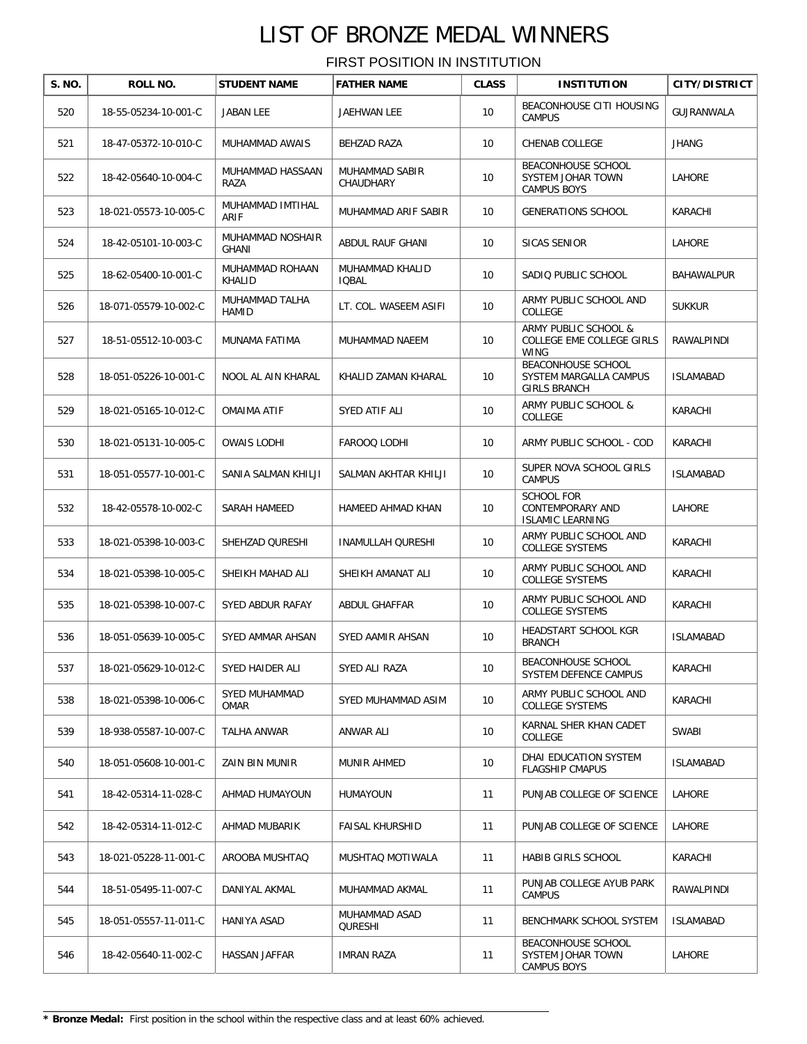# LIST OF BRONZE MEDAL WINNERS

FIRST POSITION IN INSTITUTION

| S. NO. | ROLL NO. | STUDENT NAME | FATHER NAME | CLASS | INSTITUTION | CITY/DISTRICT |
|---|---|---|---|---|---|---|
| 520 | 18-55-05234-10-001-C | JABAN LEE | JAEHWAN LEE | 10 | BEACONHOUSE CITI HOUSING CAMPUS | GUJRANWALA |
| 521 | 18-47-05372-10-010-C | MUHAMMAD AWAIS | BEHZAD RAZA | 10 | CHENAB COLLEGE | JHANG |
| 522 | 18-42-05640-10-004-C | MUHAMMAD HASSAAN RAZA | MUHAMMAD SABIR CHAUDHARY | 10 | BEACONHOUSE SCHOOL SYSTEM JOHAR TOWN CAMPUS BOYS | LAHORE |
| 523 | 18-021-05573-10-005-C | MUHAMMAD IMTIHAL ARIF | MUHAMMAD ARIF SABIR | 10 | GENERATIONS SCHOOL | KARACHI |
| 524 | 18-42-05101-10-003-C | MUHAMMAD NOSHAIR GHANI | ABDUL RAUF GHANI | 10 | SICAS SENIOR | LAHORE |
| 525 | 18-62-05400-10-001-C | MUHAMMAD ROHAAN KHALID | MUHAMMAD KHALID IQBAL | 10 | SADIQ PUBLIC SCHOOL | BAHAWALPUR |
| 526 | 18-071-05579-10-002-C | MUHAMMAD TALHA HAMID | LT. COL. WASEEM ASIFI | 10 | ARMY PUBLIC SCHOOL AND COLLEGE | SUKKUR |
| 527 | 18-51-05512-10-003-C | MUNAMA FATIMA | MUHAMMAD NAEEM | 10 | ARMY PUBLIC SCHOOL & COLLEGE EME COLLEGE GIRLS WING | RAWALPINDI |
| 528 | 18-051-05226-10-001-C | NOOL AL AIN KHARAL | KHALID ZAMAN KHARAL | 10 | BEACONHOUSE SCHOOL SYSTEM MARGALLA CAMPUS GIRLS BRANCH | ISLAMABAD |
| 529 | 18-021-05165-10-012-C | OMAIMA ATIF | SYED ATIF ALI | 10 | ARMY PUBLIC SCHOOL & COLLEGE | KARACHI |
| 530 | 18-021-05131-10-005-C | OWAIS LODHI | FAROOQ LODHI | 10 | ARMY PUBLIC SCHOOL - COD | KARACHI |
| 531 | 18-051-05577-10-001-C | SANIA SALMAN KHILJI | SALMAN AKHTAR KHILJI | 10 | SUPER NOVA SCHOOL GIRLS CAMPUS | ISLAMABAD |
| 532 | 18-42-05578-10-002-C | SARAH HAMEED | HAMEED AHMAD KHAN | 10 | SCHOOL FOR CONTEMPORARY AND ISLAMIC LEARNING | LAHORE |
| 533 | 18-021-05398-10-003-C | SHEHZAD QURESHI | INAMULLAH QURESHI | 10 | ARMY PUBLIC SCHOOL AND COLLEGE SYSTEMS | KARACHI |
| 534 | 18-021-05398-10-005-C | SHEIKH MAHAD ALI | SHEIKH AMANAT ALI | 10 | ARMY PUBLIC SCHOOL AND COLLEGE SYSTEMS | KARACHI |
| 535 | 18-021-05398-10-007-C | SYED ABDUR RAFAY | ABDUL GHAFFAR | 10 | ARMY PUBLIC SCHOOL AND COLLEGE SYSTEMS | KARACHI |
| 536 | 18-051-05639-10-005-C | SYED AMMAR AHSAN | SYED AAMIR AHSAN | 10 | HEADSTART SCHOOL KGR BRANCH | ISLAMABAD |
| 537 | 18-021-05629-10-012-C | SYED HAIDER ALI | SYED ALI RAZA | 10 | BEACONHOUSE SCHOOL SYSTEM DEFENCE CAMPUS | KARACHI |
| 538 | 18-021-05398-10-006-C | SYED MUHAMMAD OMAR | SYED MUHAMMAD ASIM | 10 | ARMY PUBLIC SCHOOL AND COLLEGE SYSTEMS | KARACHI |
| 539 | 18-938-05587-10-007-C | TALHA ANWAR | ANWAR ALI | 10 | KARNAL SHER KHAN CADET COLLEGE | SWABI |
| 540 | 18-051-05608-10-001-C | ZAIN BIN MUNIR | MUNIR AHMED | 10 | DHAI EDUCATION SYSTEM FLAGSHIP CMAPUS | ISLAMABAD |
| 541 | 18-42-05314-11-028-C | AHMAD HUMAYOUN | HUMAYOUN | 11 | PUNJAB COLLEGE OF SCIENCE | LAHORE |
| 542 | 18-42-05314-11-012-C | AHMAD MUBARIK | FAISAL KHURSHID | 11 | PUNJAB COLLEGE OF SCIENCE | LAHORE |
| 543 | 18-021-05228-11-001-C | AROOBA MUSHTAQ | MUSHTAQ MOTIWALA | 11 | HABIB GIRLS SCHOOL | KARACHI |
| 544 | 18-51-05495-11-007-C | DANIYAL AKMAL | MUHAMMAD AKMAL | 11 | PUNJAB COLLEGE AYUB PARK CAMPUS | RAWALPINDI |
| 545 | 18-051-05557-11-011-C | HANIYA ASAD | MUHAMMAD ASAD QURESHI | 11 | BENCHMARK SCHOOL SYSTEM | ISLAMABAD |
| 546 | 18-42-05640-11-002-C | HASSAN JAFFAR | IMRAN RAZA | 11 | BEACONHOUSE SCHOOL SYSTEM JOHAR TOWN CAMPUS BOYS | LAHORE |

**\* Bronze Medal:** First position in the school within the respective class and at least 60% achieved.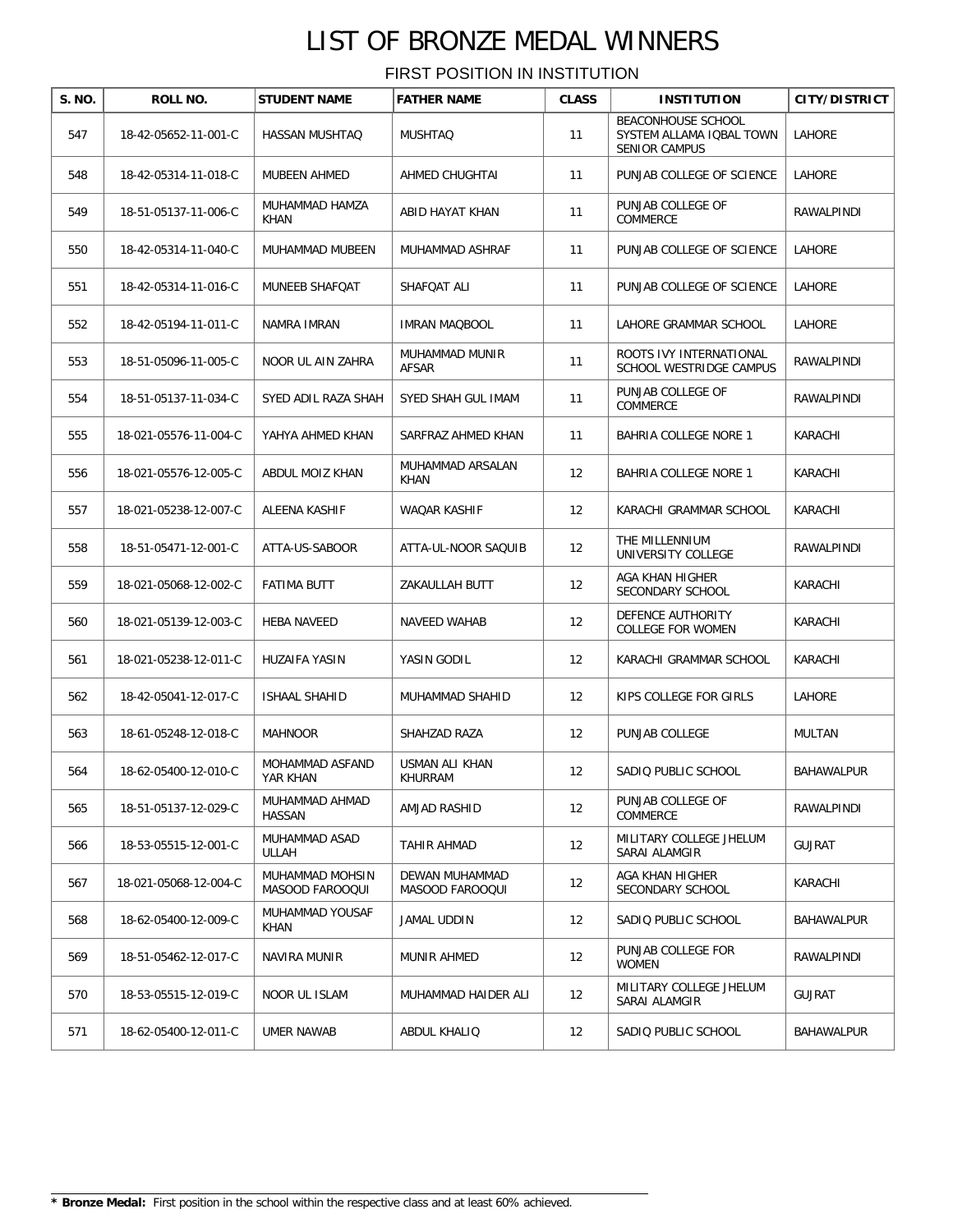# LIST OF BRONZE MEDAL WINNERS

FIRST POSITION IN INSTITUTION

| S. NO. | ROLL NO. | STUDENT NAME | FATHER NAME | CLASS | INSTITUTION | CITY/DISTRICT |
|---|---|---|---|---|---|---|
| 547 | 18-42-05652-11-001-C | HASSAN MUSHTAQ | MUSHTAQ | 11 | BEACONHOUSE SCHOOL SYSTEM ALLAMA IQBAL TOWN SENIOR CAMPUS | LAHORE |
| 548 | 18-42-05314-11-018-C | MUBEEN AHMED | AHMED CHUGHTAI | 11 | PUNJAB COLLEGE OF SCIENCE | LAHORE |
| 549 | 18-51-05137-11-006-C | MUHAMMAD HAMZA KHAN | ABID HAYAT KHAN | 11 | PUNJAB COLLEGE OF COMMERCE | RAWALPINDI |
| 550 | 18-42-05314-11-040-C | MUHAMMAD MUBEEN | MUHAMMAD ASHRAF | 11 | PUNJAB COLLEGE OF SCIENCE | LAHORE |
| 551 | 18-42-05314-11-016-C | MUNEEB SHAFQAT | SHAFQAT ALI | 11 | PUNJAB COLLEGE OF SCIENCE | LAHORE |
| 552 | 18-42-05194-11-011-C | NAMRA IMRAN | IMRAN MAQBOOL | 11 | LAHORE GRAMMAR SCHOOL | LAHORE |
| 553 | 18-51-05096-11-005-C | NOOR UL AIN ZAHRA | MUHAMMAD MUNIR AFSAR | 11 | ROOTS IVY INTERNATIONAL SCHOOL WESTRIDGE CAMPUS | RAWALPINDI |
| 554 | 18-51-05137-11-034-C | SYED ADIL RAZA SHAH | SYED SHAH GUL IMAM | 11 | PUNJAB COLLEGE OF COMMERCE | RAWALPINDI |
| 555 | 18-021-05576-11-004-C | YAHYA AHMED KHAN | SARFRAZ AHMED KHAN | 11 | BAHRIA COLLEGE NORE 1 | KARACHI |
| 556 | 18-021-05576-12-005-C | ABDUL MOIZ KHAN | MUHAMMAD ARSALAN KHAN | 12 | BAHRIA COLLEGE NORE 1 | KARACHI |
| 557 | 18-021-05238-12-007-C | ALEENA KASHIF | WAQAR KASHIF | 12 | KARACHI GRAMMAR SCHOOL | KARACHI |
| 558 | 18-51-05471-12-001-C | ATTA-US-SABOOR | ATTA-UL-NOOR SAQUIB | 12 | THE MILLENNIUM UNIVERSITY COLLEGE | RAWALPINDI |
| 559 | 18-021-05068-12-002-C | FATIMA BUTT | ZAKAULLAH BUTT | 12 | AGA KHAN HIGHER SECONDARY SCHOOL | KARACHI |
| 560 | 18-021-05139-12-003-C | HEBA NAVEED | NAVEED WAHAB | 12 | DEFENCE AUTHORITY COLLEGE FOR WOMEN | KARACHI |
| 561 | 18-021-05238-12-011-C | HUZAIFA YASIN | YASIN GODIL | 12 | KARACHI GRAMMAR SCHOOL | KARACHI |
| 562 | 18-42-05041-12-017-C | ISHAAL SHAHID | MUHAMMAD SHAHID | 12 | KIPS COLLEGE FOR GIRLS | LAHORE |
| 563 | 18-61-05248-12-018-C | MAHNOOR | SHAHZAD RAZA | 12 | PUNJAB COLLEGE | MULTAN |
| 564 | 18-62-05400-12-010-C | MOHAMMAD ASFAND YAR KHAN | USMAN ALI KHAN KHURRAM | 12 | SADIQ PUBLIC SCHOOL | BAHAWALPUR |
| 565 | 18-51-05137-12-029-C | MUHAMMAD AHMAD HASSAN | AMJAD RASHID | 12 | PUNJAB COLLEGE OF COMMERCE | RAWALPINDI |
| 566 | 18-53-05515-12-001-C | MUHAMMAD ASAD ULLAH | TAHIR AHMAD | 12 | MILITARY COLLEGE JHELUM SARAI ALAMGIR | GUJRAT |
| 567 | 18-021-05068-12-004-C | MUHAMMAD MOHSIN MASOOD FAROOQUI | DEWAN MUHAMMAD MASOOD FAROOQUI | 12 | AGA KHAN HIGHER SECONDARY SCHOOL | KARACHI |
| 568 | 18-62-05400-12-009-C | MUHAMMAD YOUSAF KHAN | JAMAL UDDIN | 12 | SADIQ PUBLIC SCHOOL | BAHAWALPUR |
| 569 | 18-51-05462-12-017-C | NAVIRA MUNIR | MUNIR AHMED | 12 | PUNJAB COLLEGE FOR WOMEN | RAWALPINDI |
| 570 | 18-53-05515-12-019-C | NOOR UL ISLAM | MUHAMMAD HAIDER ALI | 12 | MILITARY COLLEGE JHELUM SARAI ALAMGIR | GUJRAT |
| 571 | 18-62-05400-12-011-C | UMER NAWAB | ABDUL KHALIQ | 12 | SADIQ PUBLIC SCHOOL | BAHAWALPUR |

**\* Bronze Medal:** First position in the school within the respective class and at least 60% achieved.